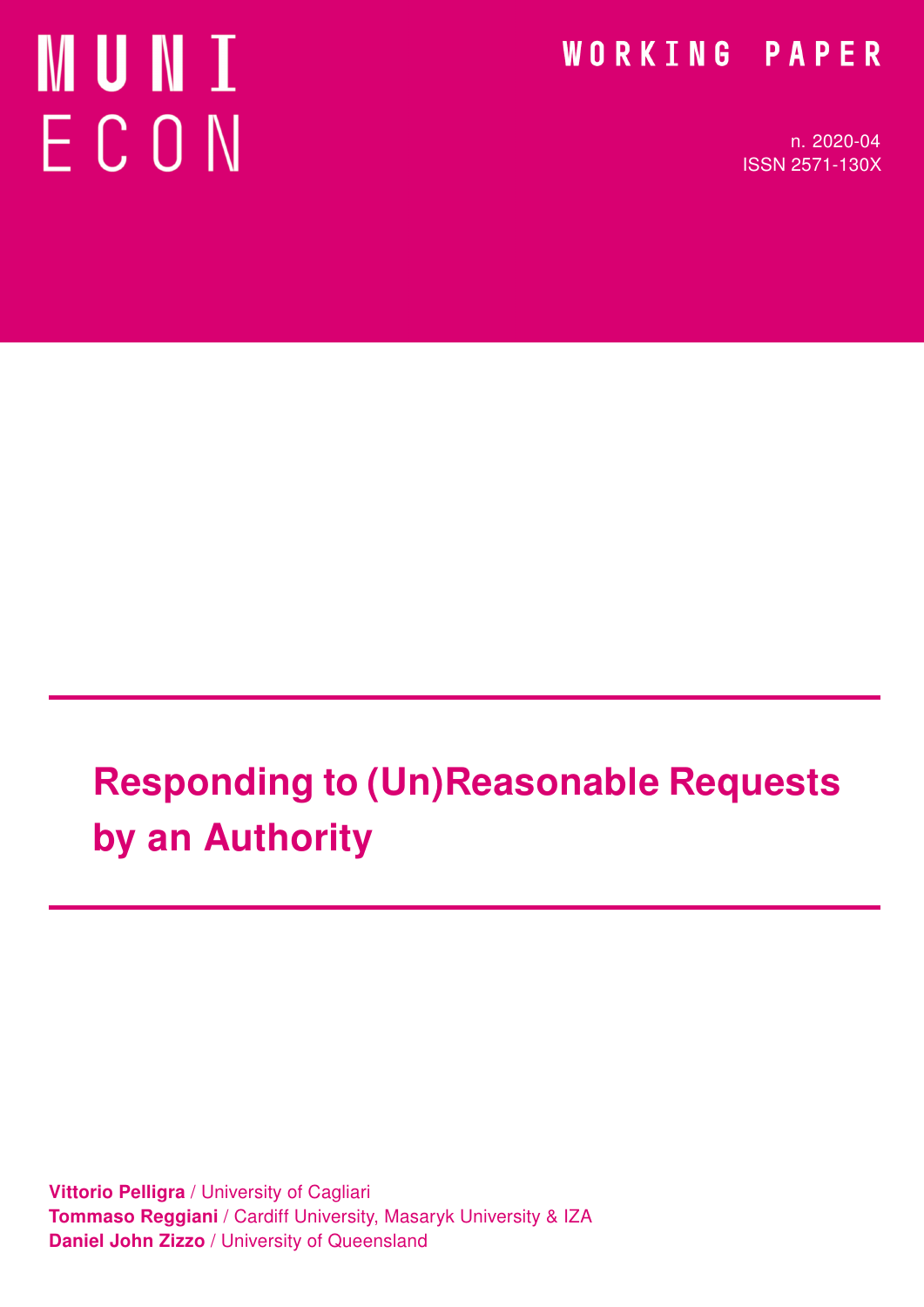MUNI ECON

WORKING PAPER

n. 2020-04
ISSN 2571-130X

# Responding to (Un)Reasonable Requests by an Authority

**Vittorio Pelligra** / University of Cagliari
**Tommaso Reggiani** / Cardiff University, Masaryk University & IZA
**Daniel John Zizzo** / University of Queensland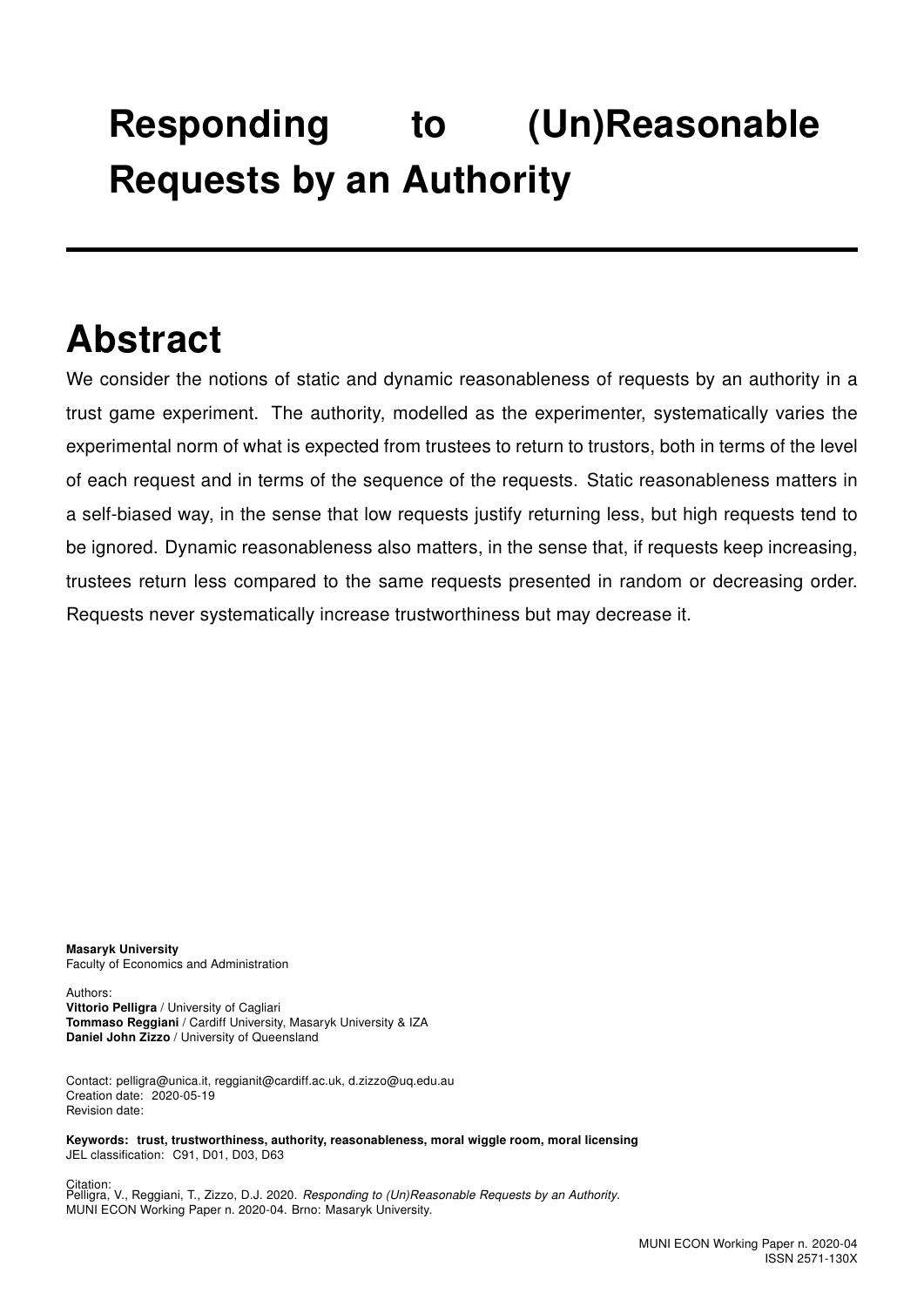# Responding to (Un)Reasonable Requests by an Authority

## Abstract

We consider the notions of static and dynamic reasonableness of requests by an authority in a trust game experiment. The authority, modelled as the experimenter, systematically varies the experimental norm of what is expected from trustees to return to trustors, both in terms of the level of each request and in terms of the sequence of the requests. Static reasonableness matters in a self-biased way, in the sense that low requests justify returning less, but high requests tend to be ignored. Dynamic reasonableness also matters, in the sense that, if requests keep increasing, trustees return less compared to the same requests presented in random or decreasing order. Requests never systematically increase trustworthiness but may decrease it.

**Masaryk University**
Faculty of Economics and Administration

Authors:
**Vittorio Pelligra** / University of Cagliari
**Tommaso Reggiani** / Cardiff University, Masaryk University & IZA
**Daniel John Zizzo** / University of Queensland

Contact: pelligra@unica.it, reggianit@cardiff.ac.uk, d.zizzo@uq.edu.au
Creation date: 2020-05-19
Revision date:

**Keywords: trust, trustworthiness, authority, reasonableness, moral wiggle room, moral licensing**
JEL classification: C91, D01, D03, D63

Citation:
Pelligra, V., Reggiani, T., Zizzo, D.J. 2020. *Responding to (Un)Reasonable Requests by an Authority.* MUNI ECON Working Paper n. 2020-04. Brno: Masaryk University.

MUNI ECON Working Paper n. 2020-04
ISSN 2571-130X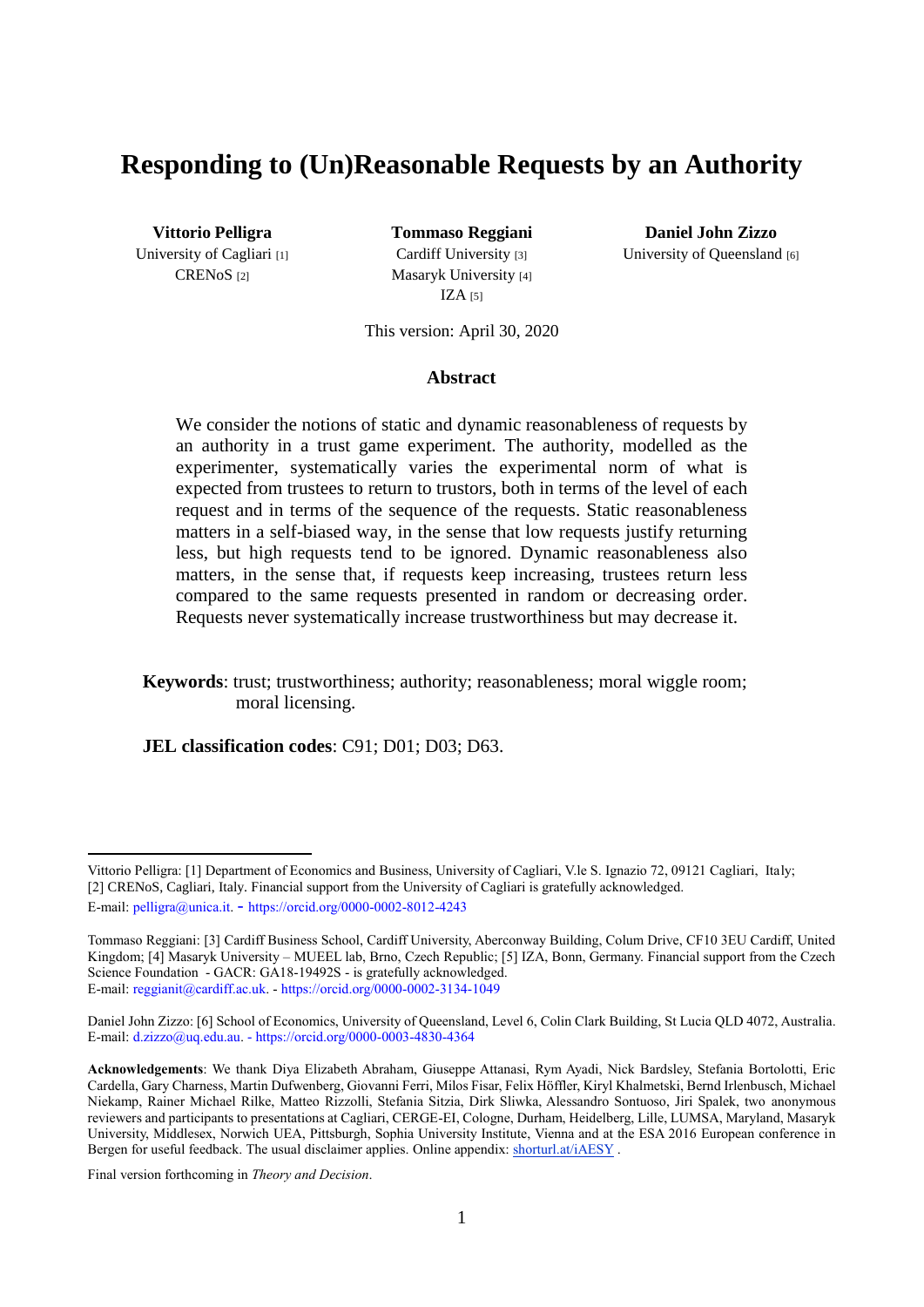# Responding to (Un)Reasonable Requests by an Authority

**Vittorio Pelligra**
University of Cagliari [1]
CRENoS [2]

**Tommaso Reggiani**
Cardiff University [3]
Masaryk University [4]
IZA [5]

**Daniel John Zizzo**
University of Queensland [6]

This version: April 30, 2020

## Abstract

We consider the notions of static and dynamic reasonableness of requests by an authority in a trust game experiment. The authority, modelled as the experimenter, systematically varies the experimental norm of what is expected from trustees to return to trustors, both in terms of the level of each request and in terms of the sequence of the requests. Static reasonableness matters in a self-biased way, in the sense that low requests justify returning less, but high requests tend to be ignored. Dynamic reasonableness also matters, in the sense that, if requests keep increasing, trustees return less compared to the same requests presented in random or decreasing order. Requests never systematically increase trustworthiness but may decrease it.

**Keywords**: trust; trustworthiness; authority; reasonableness; moral wiggle room; moral licensing.

**JEL classification codes**: C91; D01; D03; D63.

---

Vittorio Pelligra: [1] Department of Economics and Business, University of Cagliari, V.le S. Ignazio 72, 09121 Cagliari, Italy; [2] CRENoS, Cagliari, Italy. Financial support from the University of Cagliari is gratefully acknowledged.
E-mail: pelligra@unica.it. - https://orcid.org/0000-0002-8012-4243

Tommaso Reggiani: [3] Cardiff Business School, Cardiff University, Aberconway Building, Colum Drive, CF10 3EU Cardiff, United Kingdom; [4] Masaryk University – MUEEL lab, Brno, Czech Republic; [5] IZA, Bonn, Germany. Financial support from the Czech Science Foundation - GACR: GA18-19492S - is gratefully acknowledged.
E-mail: reggianit@cardiff.ac.uk. - https://orcid.org/0000-0002-3134-1049

Daniel John Zizzo: [6] School of Economics, University of Queensland, Level 6, Colin Clark Building, St Lucia QLD 4072, Australia.
E-mail: d.zizzo@uq.edu.au. - https://orcid.org/0000-0003-4830-4364

**Acknowledgements**: We thank Diya Elizabeth Abraham, Giuseppe Attanasi, Rym Ayadi, Nick Bardsley, Stefania Bortolotti, Eric Cardella, Gary Charness, Martin Dufwenberg, Giovanni Ferri, Milos Fisar, Felix Höffler, Kiryl Khalmetski, Bernd Irlenbusch, Michael Niekamp, Rainer Michael Rilke, Matteo Rizzolli, Stefania Sitzia, Dirk Sliwka, Alessandro Sontuoso, Jiri Spalek, two anonymous reviewers and participants to presentations at Cagliari, CERGE-EI, Cologne, Durham, Heidelberg, Lille, LUMSA, Maryland, Masaryk University, Middlesex, Norwich UEA, Pittsburgh, Sophia University Institute, Vienna and at the ESA 2016 European conference in Bergen for useful feedback. The usual disclaimer applies. Online appendix: shorturl.at/iAESY .

Final version forthcoming in *Theory and Decision*.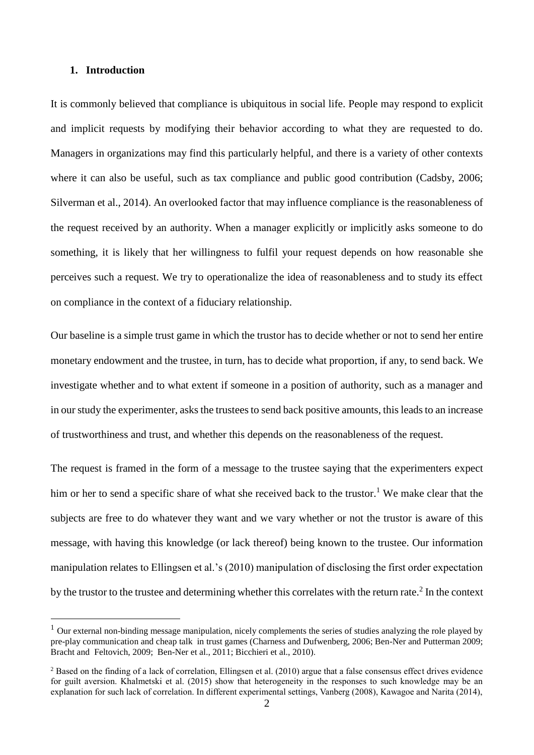## 1. Introduction

It is commonly believed that compliance is ubiquitous in social life. People may respond to explicit and implicit requests by modifying their behavior according to what they are requested to do. Managers in organizations may find this particularly helpful, and there is a variety of other contexts where it can also be useful, such as tax compliance and public good contribution (Cadsby, 2006; Silverman et al., 2014). An overlooked factor that may influence compliance is the reasonableness of the request received by an authority. When a manager explicitly or implicitly asks someone to do something, it is likely that her willingness to fulfil your request depends on how reasonable she perceives such a request. We try to operationalize the idea of reasonableness and to study its effect on compliance in the context of a fiduciary relationship.

Our baseline is a simple trust game in which the trustor has to decide whether or not to send her entire monetary endowment and the trustee, in turn, has to decide what proportion, if any, to send back. We investigate whether and to what extent if someone in a position of authority, such as a manager and in our study the experimenter, asks the trustees to send back positive amounts, this leads to an increase of trustworthiness and trust, and whether this depends on the reasonableness of the request.

The request is framed in the form of a message to the trustee saying that the experimenters expect him or her to send a specific share of what she received back to the trustor.[1] We make clear that the subjects are free to do whatever they want and we vary whether or not the trustor is aware of this message, with having this knowledge (or lack thereof) being known to the trustee. Our information manipulation relates to Ellingsen et al.'s (2010) manipulation of disclosing the first order expectation by the trustor to the trustee and determining whether this correlates with the return rate.[2] In the context

[1] Our external non-binding message manipulation, nicely complements the series of studies analyzing the role played by pre-play communication and cheap talk in trust games (Charness and Dufwenberg, 2006; Ben-Ner and Putterman 2009; Bracht and Feltovich, 2009; Ben-Ner et al., 2011; Bicchieri et al., 2010).

[2] Based on the finding of a lack of correlation, Ellingsen et al. (2010) argue that a false consensus effect drives evidence for guilt aversion. Khalmetski et al. (2015) show that heterogeneity in the responses to such knowledge may be an explanation for such lack of correlation. In different experimental settings, Vanberg (2008), Kawagoe and Narita (2014),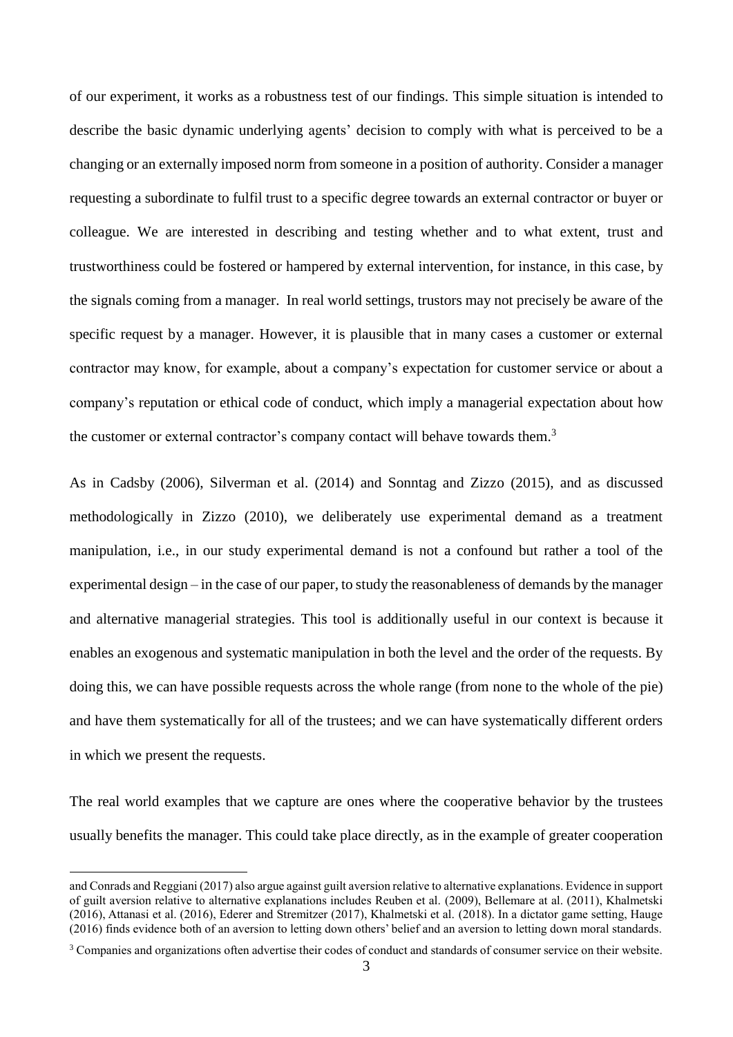of our experiment, it works as a robustness test of our findings. This simple situation is intended to describe the basic dynamic underlying agents' decision to comply with what is perceived to be a changing or an externally imposed norm from someone in a position of authority. Consider a manager requesting a subordinate to fulfil trust to a specific degree towards an external contractor or buyer or colleague. We are interested in describing and testing whether and to what extent, trust and trustworthiness could be fostered or hampered by external intervention, for instance, in this case, by the signals coming from a manager. In real world settings, trustors may not precisely be aware of the specific request by a manager. However, it is plausible that in many cases a customer or external contractor may know, for example, about a company's expectation for customer service or about a company's reputation or ethical code of conduct, which imply a managerial expectation about how the customer or external contractor's company contact will behave towards them.[3]

As in Cadsby (2006), Silverman et al. (2014) and Sonntag and Zizzo (2015), and as discussed methodologically in Zizzo (2010), we deliberately use experimental demand as a treatment manipulation, i.e., in our study experimental demand is not a confound but rather a tool of the experimental design – in the case of our paper, to study the reasonableness of demands by the manager and alternative managerial strategies. This tool is additionally useful in our context is because it enables an exogenous and systematic manipulation in both the level and the order of the requests. By doing this, we can have possible requests across the whole range (from none to the whole of the pie) and have them systematically for all of the trustees; and we can have systematically different orders in which we present the requests.

The real world examples that we capture are ones where the cooperative behavior by the trustees usually benefits the manager. This could take place directly, as in the example of greater cooperation

and Conrads and Reggiani (2017) also argue against guilt aversion relative to alternative explanations. Evidence in support of guilt aversion relative to alternative explanations includes Reuben et al. (2009), Bellemare at al. (2011), Khalmetski (2016), Attanasi et al. (2016), Ederer and Stremitzer (2017), Khalmetski et al. (2018). In a dictator game setting, Hauge (2016) finds evidence both of an aversion to letting down others' belief and an aversion to letting down moral standards.

[3] Companies and organizations often advertise their codes of conduct and standards of consumer service on their website.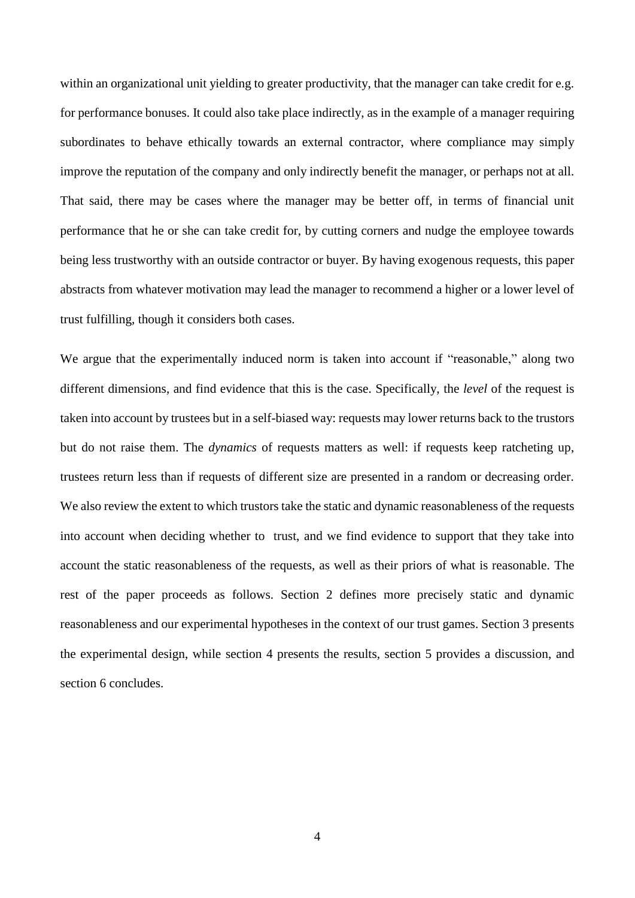within an organizational unit yielding to greater productivity, that the manager can take credit for e.g. for performance bonuses. It could also take place indirectly, as in the example of a manager requiring subordinates to behave ethically towards an external contractor, where compliance may simply improve the reputation of the company and only indirectly benefit the manager, or perhaps not at all. That said, there may be cases where the manager may be better off, in terms of financial unit performance that he or she can take credit for, by cutting corners and nudge the employee towards being less trustworthy with an outside contractor or buyer. By having exogenous requests, this paper abstracts from whatever motivation may lead the manager to recommend a higher or a lower level of trust fulfilling, though it considers both cases.

We argue that the experimentally induced norm is taken into account if "reasonable," along two different dimensions, and find evidence that this is the case. Specifically, the *level* of the request is taken into account by trustees but in a self-biased way: requests may lower returns back to the trustors but do not raise them. The *dynamics* of requests matters as well: if requests keep ratcheting up, trustees return less than if requests of different size are presented in a random or decreasing order. We also review the extent to which trustors take the static and dynamic reasonableness of the requests into account when deciding whether to trust, and we find evidence to support that they take into account the static reasonableness of the requests, as well as their priors of what is reasonable. The rest of the paper proceeds as follows. Section 2 defines more precisely static and dynamic reasonableness and our experimental hypotheses in the context of our trust games. Section 3 presents the experimental design, while section 4 presents the results, section 5 provides a discussion, and section 6 concludes.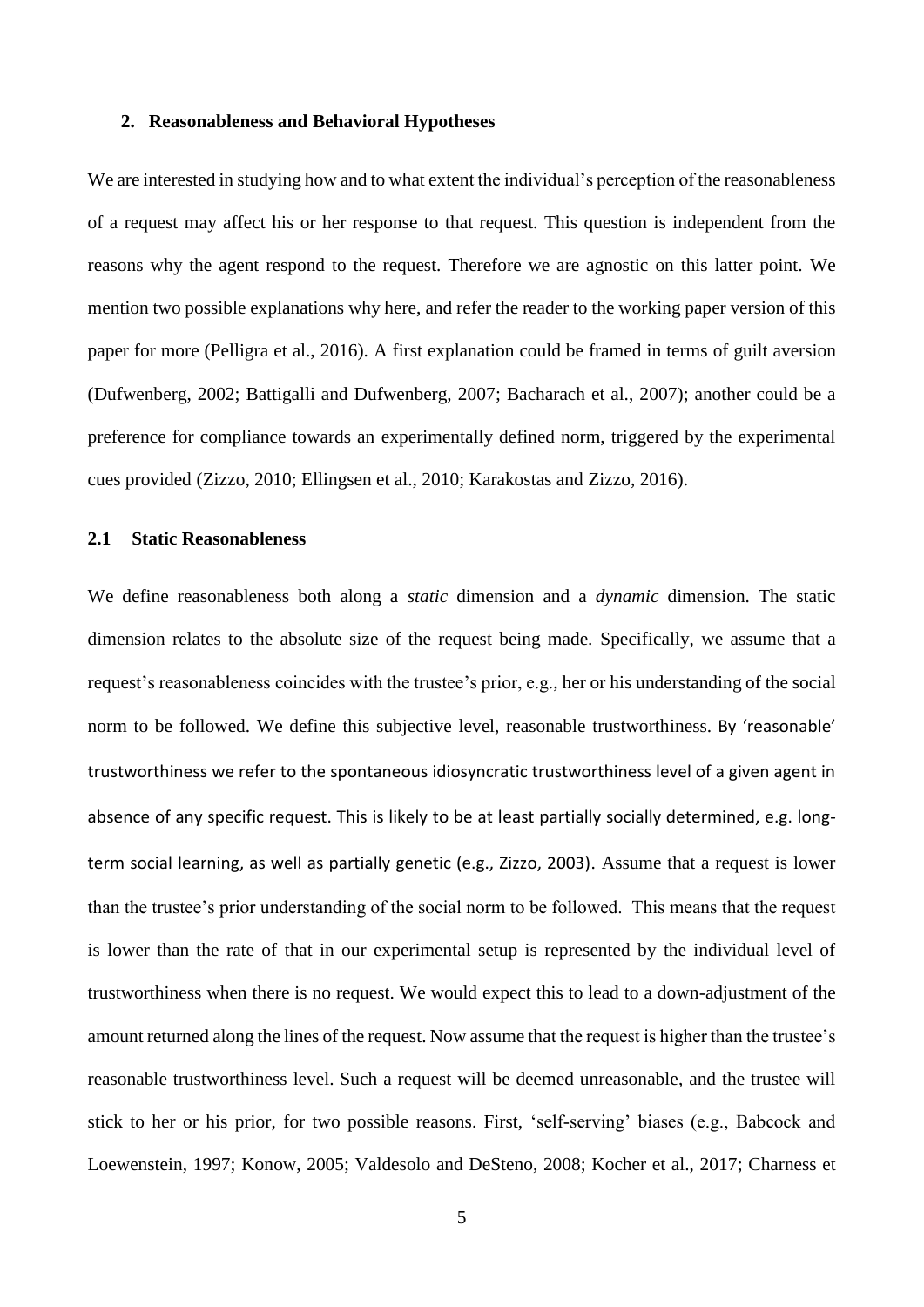## 2. Reasonableness and Behavioral Hypotheses

We are interested in studying how and to what extent the individual's perception of the reasonableness of a request may affect his or her response to that request. This question is independent from the reasons why the agent respond to the request. Therefore we are agnostic on this latter point. We mention two possible explanations why here, and refer the reader to the working paper version of this paper for more (Pelligra et al., 2016). A first explanation could be framed in terms of guilt aversion (Dufwenberg, 2002; Battigalli and Dufwenberg, 2007; Bacharach et al., 2007); another could be a preference for compliance towards an experimentally defined norm, triggered by the experimental cues provided (Zizzo, 2010; Ellingsen et al., 2010; Karakostas and Zizzo, 2016).

### 2.1 Static Reasonableness

We define reasonableness both along a *static* dimension and a *dynamic* dimension. The static dimension relates to the absolute size of the request being made. Specifically, we assume that a request's reasonableness coincides with the trustee's prior, e.g., her or his understanding of the social norm to be followed. We define this subjective level, reasonable trustworthiness. By 'reasonable' trustworthiness we refer to the spontaneous idiosyncratic trustworthiness level of a given agent in absence of any specific request. This is likely to be at least partially socially determined, e.g. long-term social learning, as well as partially genetic (e.g., Zizzo, 2003). Assume that a request is lower than the trustee's prior understanding of the social norm to be followed. This means that the request is lower than the rate of that in our experimental setup is represented by the individual level of trustworthiness when there is no request. We would expect this to lead to a down-adjustment of the amount returned along the lines of the request. Now assume that the request is higher than the trustee's reasonable trustworthiness level. Such a request will be deemed unreasonable, and the trustee will stick to her or his prior, for two possible reasons. First, 'self-serving' biases (e.g., Babcock and Loewenstein, 1997; Konow, 2005; Valdesolo and DeSteno, 2008; Kocher et al., 2017; Charness et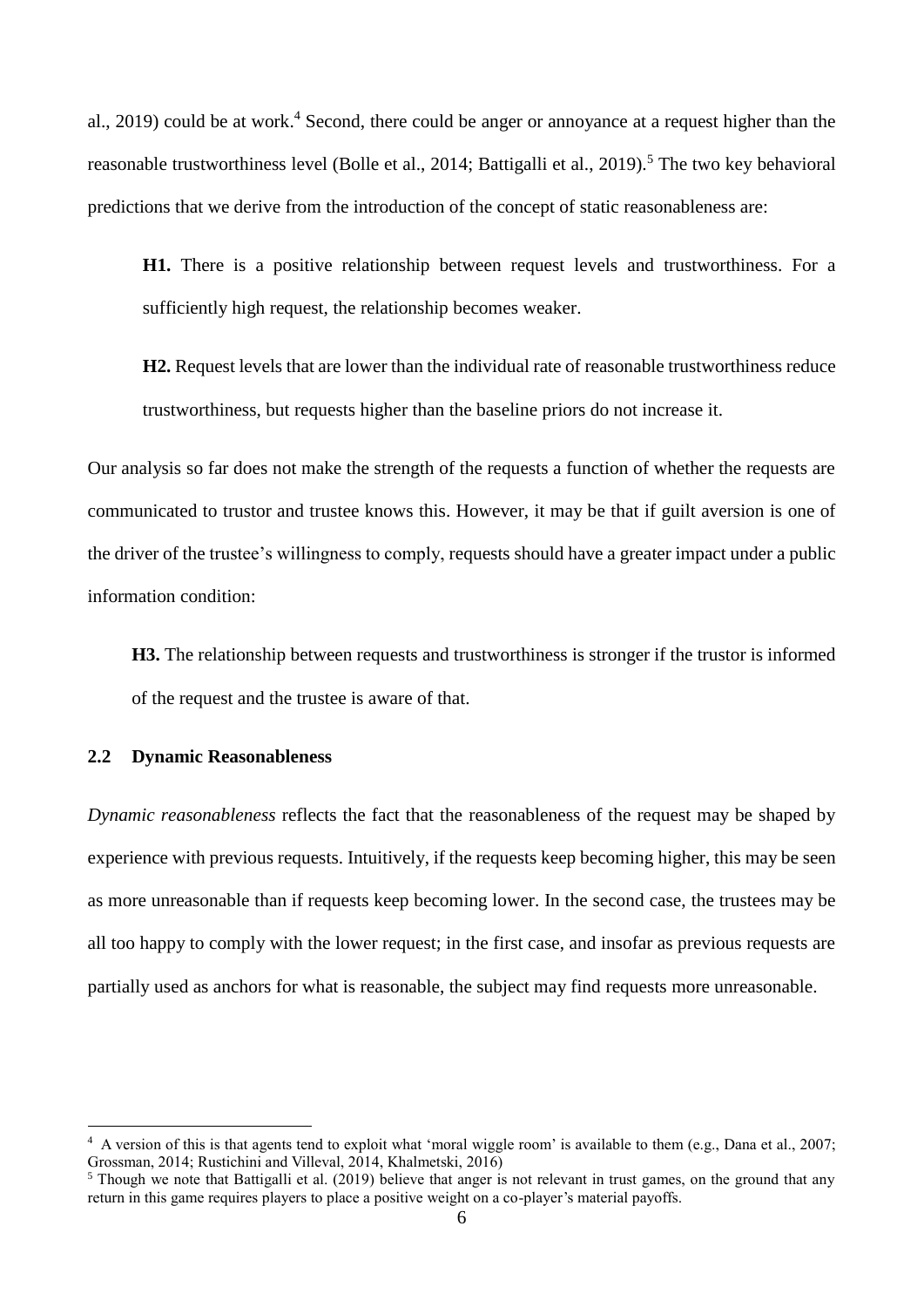al., 2019) could be at work.[4] Second, there could be anger or annoyance at a request higher than the reasonable trustworthiness level (Bolle et al., 2014; Battigalli et al., 2019).[5] The two key behavioral predictions that we derive from the introduction of the concept of static reasonableness are:

> **H1.** There is a positive relationship between request levels and trustworthiness. For a sufficiently high request, the relationship becomes weaker.
>
> **H2.** Request levels that are lower than the individual rate of reasonable trustworthiness reduce trustworthiness, but requests higher than the baseline priors do not increase it.

Our analysis so far does not make the strength of the requests a function of whether the requests are communicated to trustor and trustee knows this. However, it may be that if guilt aversion is one of the driver of the trustee's willingness to comply, requests should have a greater impact under a public information condition:

> **H3.** The relationship between requests and trustworthiness is stronger if the trustor is informed of the request and the trustee is aware of that.

## 2.2 Dynamic Reasonableness

*Dynamic reasonableness* reflects the fact that the reasonableness of the request may be shaped by experience with previous requests. Intuitively, if the requests keep becoming higher, this may be seen as more unreasonable than if requests keep becoming lower. In the second case, the trustees may be all too happy to comply with the lower request; in the first case, and insofar as previous requests are partially used as anchors for what is reasonable, the subject may find requests more unreasonable.

---

[4] A version of this is that agents tend to exploit what 'moral wiggle room' is available to them (e.g., Dana et al., 2007; Grossman, 2014; Rustichini and Villeval, 2014, Khalmetski, 2016)

[5] Though we note that Battigalli et al. (2019) believe that anger is not relevant in trust games, on the ground that any return in this game requires players to place a positive weight on a co-player's material payoffs.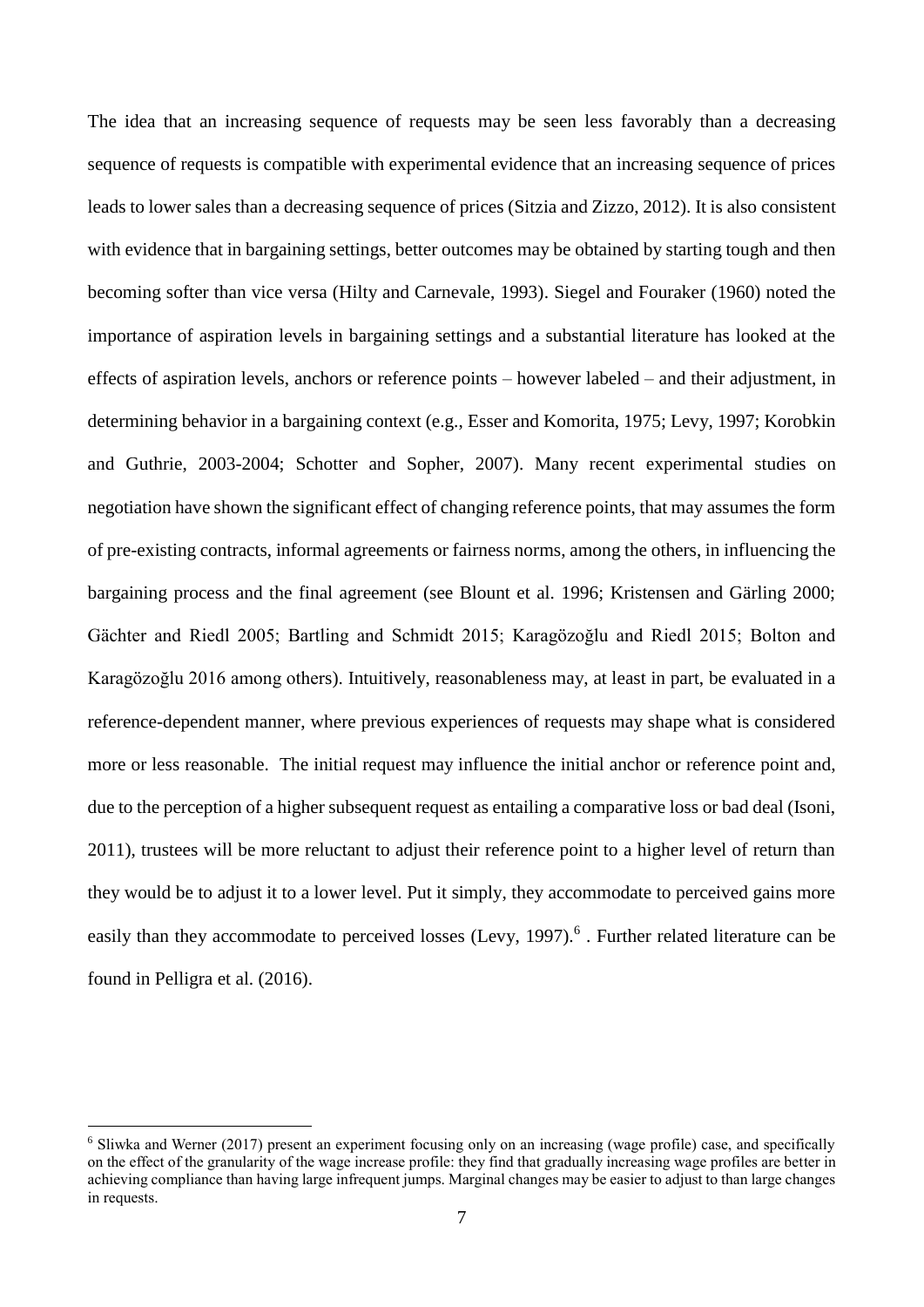The idea that an increasing sequence of requests may be seen less favorably than a decreasing sequence of requests is compatible with experimental evidence that an increasing sequence of prices leads to lower sales than a decreasing sequence of prices (Sitzia and Zizzo, 2012). It is also consistent with evidence that in bargaining settings, better outcomes may be obtained by starting tough and then becoming softer than vice versa (Hilty and Carnevale, 1993). Siegel and Fouraker (1960) noted the importance of aspiration levels in bargaining settings and a substantial literature has looked at the effects of aspiration levels, anchors or reference points – however labeled – and their adjustment, in determining behavior in a bargaining context (e.g., Esser and Komorita, 1975; Levy, 1997; Korobkin and Guthrie, 2003-2004; Schotter and Sopher, 2007). Many recent experimental studies on negotiation have shown the significant effect of changing reference points, that may assumes the form of pre-existing contracts, informal agreements or fairness norms, among the others, in influencing the bargaining process and the final agreement (see Blount et al. 1996; Kristensen and Gärling 2000; Gächter and Riedl 2005; Bartling and Schmidt 2015; Karagözoğlu and Riedl 2015; Bolton and Karagözoğlu 2016 among others). Intuitively, reasonableness may, at least in part, be evaluated in a reference-dependent manner, where previous experiences of requests may shape what is considered more or less reasonable. The initial request may influence the initial anchor or reference point and, due to the perception of a higher subsequent request as entailing a comparative loss or bad deal (Isoni, 2011), trustees will be more reluctant to adjust their reference point to a higher level of return than they would be to adjust it to a lower level. Put it simply, they accommodate to perceived gains more easily than they accommodate to perceived losses (Levy, 1997).[6] . Further related literature can be found in Pelligra et al. (2016).

[6] Sliwka and Werner (2017) present an experiment focusing only on an increasing (wage profile) case, and specifically on the effect of the granularity of the wage increase profile: they find that gradually increasing wage profiles are better in achieving compliance than having large infrequent jumps. Marginal changes may be easier to adjust to than large changes in requests.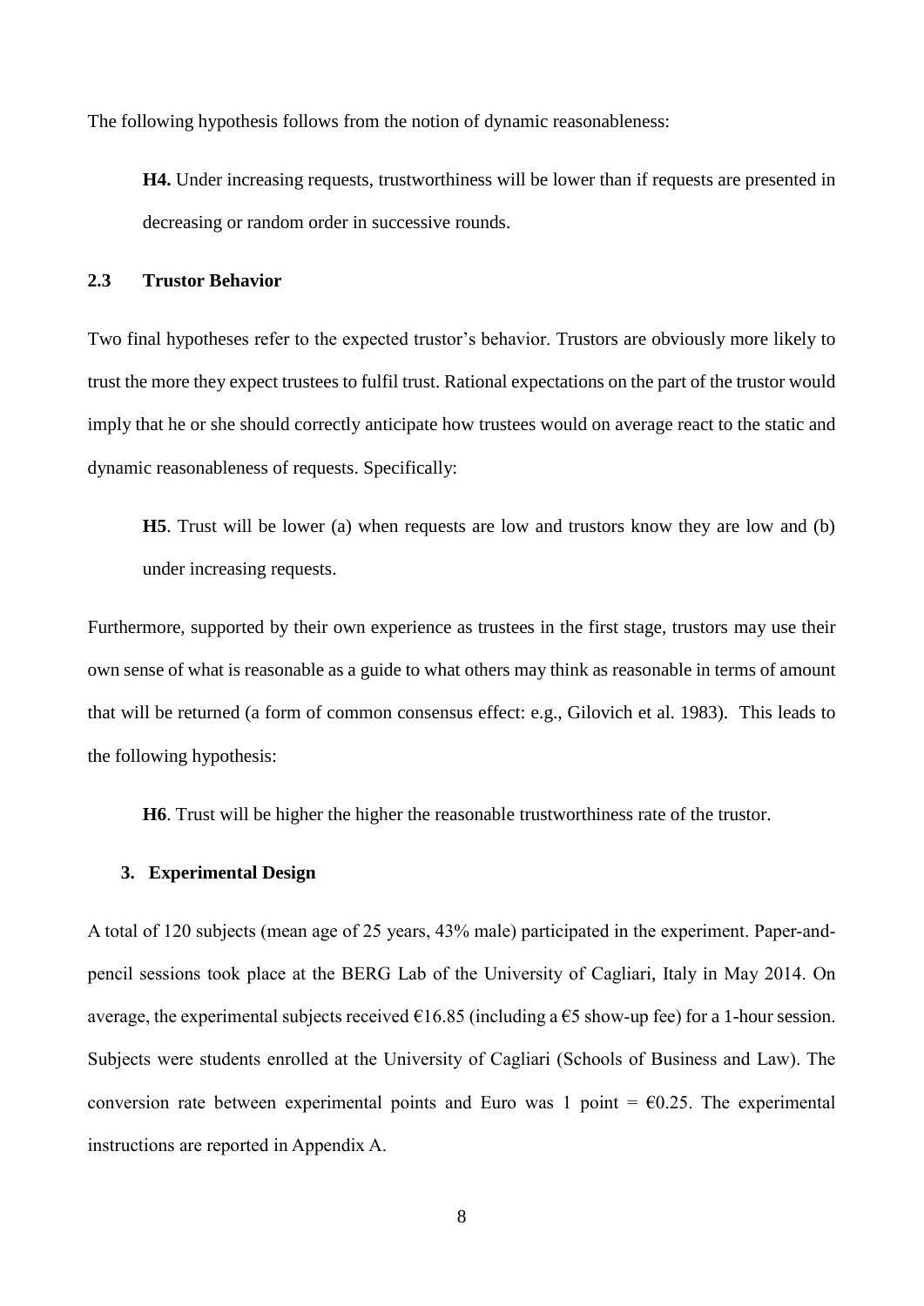The following hypothesis follows from the notion of dynamic reasonableness:

> **H4.** Under increasing requests, trustworthiness will be lower than if requests are presented in decreasing or random order in successive rounds.

### 2.3 Trustor Behavior

Two final hypotheses refer to the expected trustor's behavior. Trustors are obviously more likely to trust the more they expect trustees to fulfil trust. Rational expectations on the part of the trustor would imply that he or she should correctly anticipate how trustees would on average react to the static and dynamic reasonableness of requests. Specifically:

> **H5**. Trust will be lower (a) when requests are low and trustors know they are low and (b) under increasing requests.

Furthermore, supported by their own experience as trustees in the first stage, trustors may use their own sense of what is reasonable as a guide to what others may think as reasonable in terms of amount that will be returned (a form of common consensus effect: e.g., Gilovich et al. 1983). This leads to the following hypothesis:

> **H6**. Trust will be higher the higher the reasonable trustworthiness rate of the trustor.

## 3. Experimental Design

A total of 120 subjects (mean age of 25 years, 43% male) participated in the experiment. Paper-and-pencil sessions took place at the BERG Lab of the University of Cagliari, Italy in May 2014. On average, the experimental subjects received €16.85 (including a €5 show-up fee) for a 1-hour session. Subjects were students enrolled at the University of Cagliari (Schools of Business and Law). The conversion rate between experimental points and Euro was 1 point = €0.25. The experimental instructions are reported in Appendix A.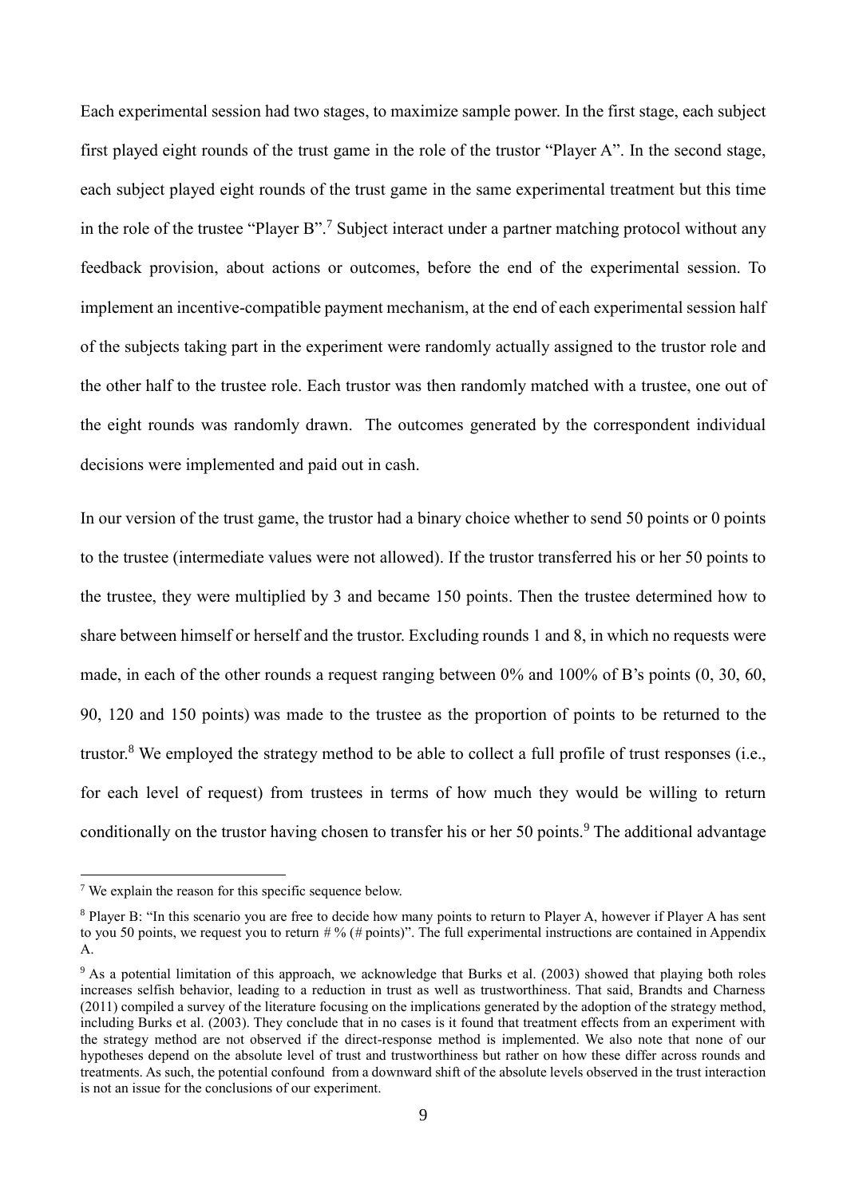Each experimental session had two stages, to maximize sample power. In the first stage, each subject first played eight rounds of the trust game in the role of the trustor "Player A". In the second stage, each subject played eight rounds of the trust game in the same experimental treatment but this time in the role of the trustee "Player B".[7] Subject interact under a partner matching protocol without any feedback provision, about actions or outcomes, before the end of the experimental session. To implement an incentive-compatible payment mechanism, at the end of each experimental session half of the subjects taking part in the experiment were randomly actually assigned to the trustor role and the other half to the trustee role. Each trustor was then randomly matched with a trustee, one out of the eight rounds was randomly drawn. The outcomes generated by the correspondent individual decisions were implemented and paid out in cash.

In our version of the trust game, the trustor had a binary choice whether to send 50 points or 0 points to the trustee (intermediate values were not allowed). If the trustor transferred his or her 50 points to the trustee, they were multiplied by 3 and became 150 points. Then the trustee determined how to share between himself or herself and the trustor. Excluding rounds 1 and 8, in which no requests were made, in each of the other rounds a request ranging between 0% and 100% of B's points (0, 30, 60, 90, 120 and 150 points) was made to the trustee as the proportion of points to be returned to the trustor.[8] We employed the strategy method to be able to collect a full profile of trust responses (i.e., for each level of request) from trustees in terms of how much they would be willing to return conditionally on the trustor having chosen to transfer his or her 50 points.[9] The additional advantage

---

[7] We explain the reason for this specific sequence below.

[8] Player B: "In this scenario you are free to decide how many points to return to Player A, however if Player A has sent to you 50 points, we request you to return # % (# points)". The full experimental instructions are contained in Appendix A.

[9] As a potential limitation of this approach, we acknowledge that Burks et al. (2003) showed that playing both roles increases selfish behavior, leading to a reduction in trust as well as trustworthiness. That said, Brandts and Charness (2011) compiled a survey of the literature focusing on the implications generated by the adoption of the strategy method, including Burks et al. (2003). They conclude that in no cases is it found that treatment effects from an experiment with the strategy method are not observed if the direct-response method is implemented. We also note that none of our hypotheses depend on the absolute level of trust and trustworthiness but rather on how these differ across rounds and treatments. As such, the potential confound from a downward shift of the absolute levels observed in the trust interaction is not an issue for the conclusions of our experiment.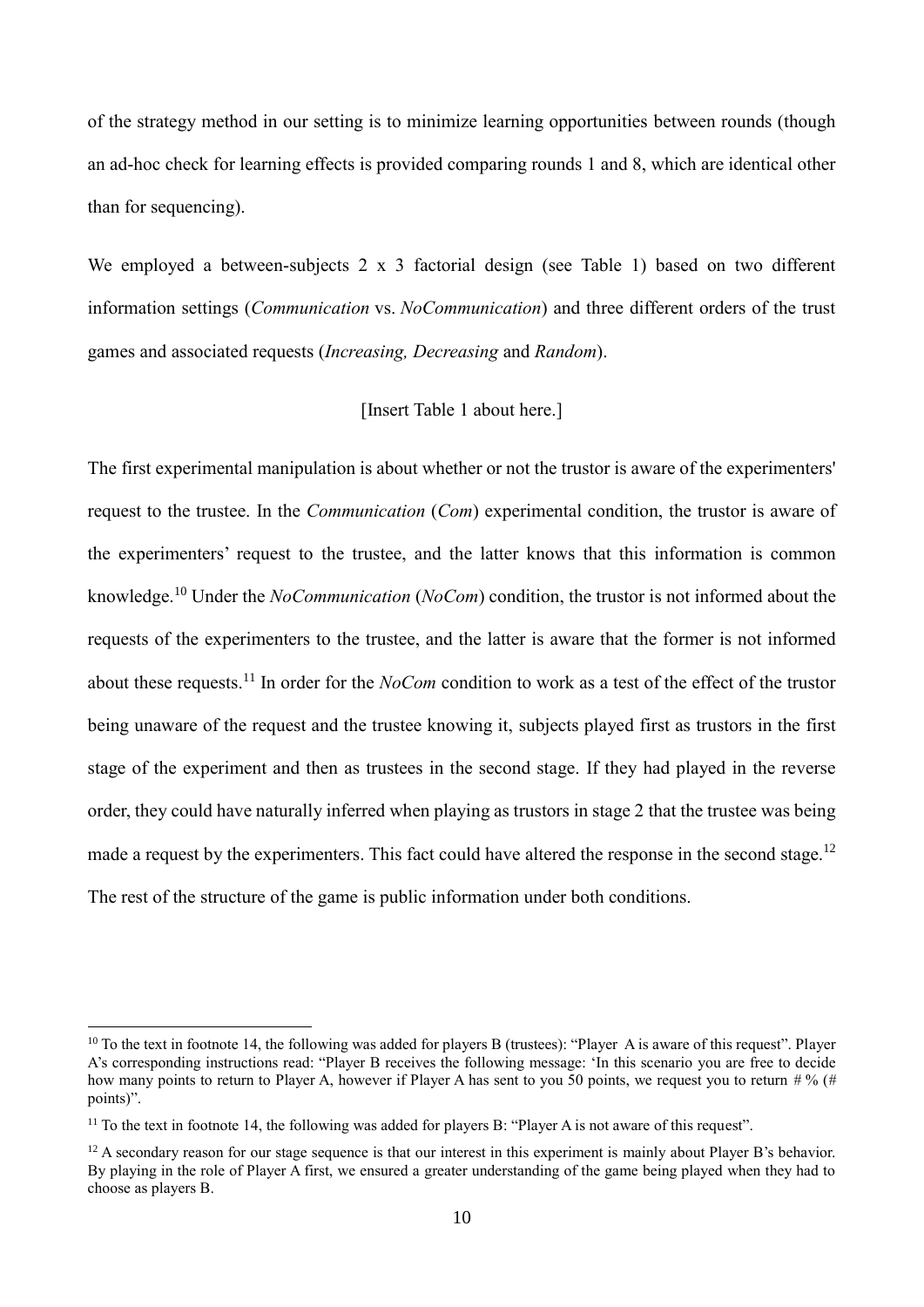of the strategy method in our setting is to minimize learning opportunities between rounds (though an ad-hoc check for learning effects is provided comparing rounds 1 and 8, which are identical other than for sequencing).

We employed a between-subjects 2 x 3 factorial design (see Table 1) based on two different information settings (*Communication* vs. *NoCommunication*) and three different orders of the trust games and associated requests (*Increasing, Decreasing* and *Random*).

[Insert Table 1 about here.]

The first experimental manipulation is about whether or not the trustor is aware of the experimenters' request to the trustee. In the *Communication* (*Com*) experimental condition, the trustor is aware of the experimenters' request to the trustee, and the latter knows that this information is common knowledge.[10] Under the *NoCommunication* (*NoCom*) condition, the trustor is not informed about the requests of the experimenters to the trustee, and the latter is aware that the former is not informed about these requests.[11] In order for the *NoCom* condition to work as a test of the effect of the trustor being unaware of the request and the trustee knowing it, subjects played first as trustors in the first stage of the experiment and then as trustees in the second stage. If they had played in the reverse order, they could have naturally inferred when playing as trustors in stage 2 that the trustee was being made a request by the experimenters. This fact could have altered the response in the second stage.[12] The rest of the structure of the game is public information under both conditions.

---

[10] To the text in footnote 14, the following was added for players B (trustees): "Player A is aware of this request". Player A's corresponding instructions read: "Player B receives the following message: 'In this scenario you are free to decide how many points to return to Player A, however if Player A has sent to you 50 points, we request you to return # % (# points)".

[11] To the text in footnote 14, the following was added for players B: "Player A is not aware of this request".

[12] A secondary reason for our stage sequence is that our interest in this experiment is mainly about Player B's behavior. By playing in the role of Player A first, we ensured a greater understanding of the game being played when they had to choose as players B.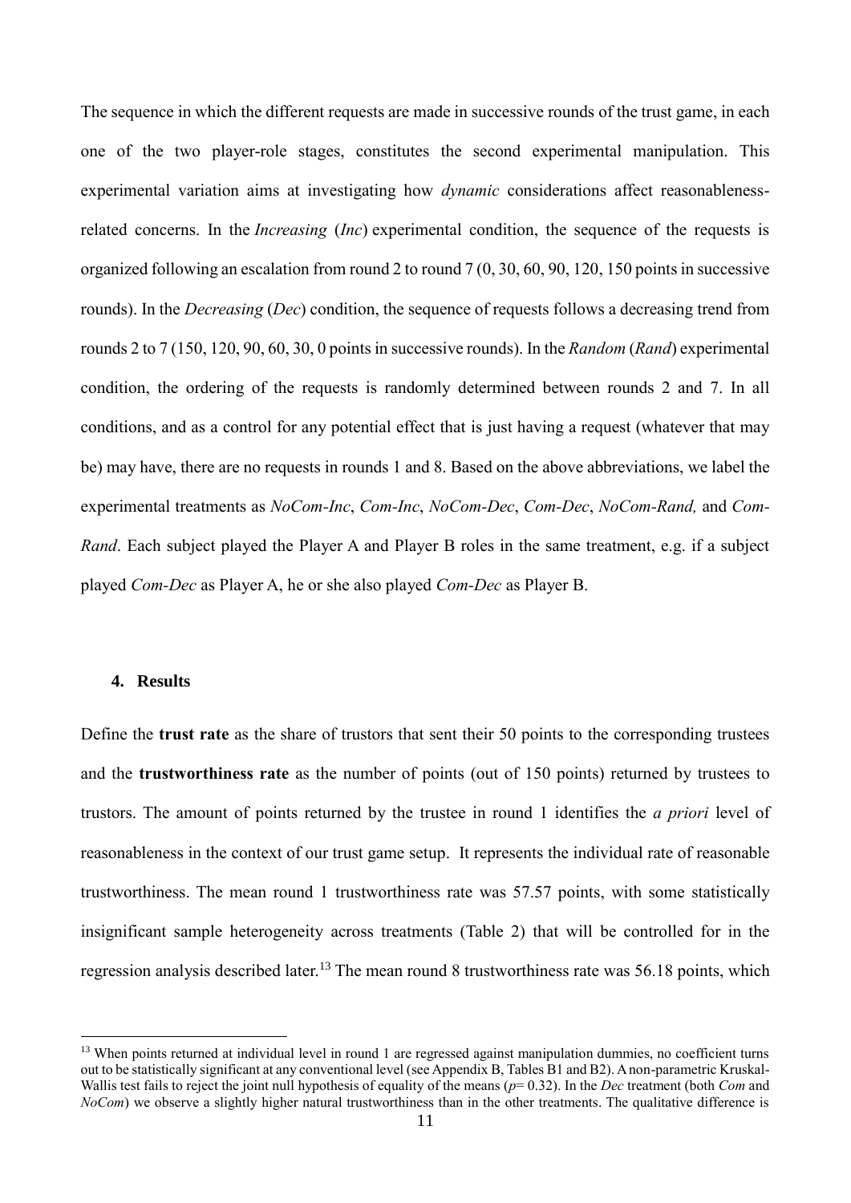The sequence in which the different requests are made in successive rounds of the trust game, in each one of the two player-role stages, constitutes the second experimental manipulation. This experimental variation aims at investigating how *dynamic* considerations affect reasonableness-related concerns. In the *Increasing* (*Inc*) experimental condition, the sequence of the requests is organized following an escalation from round 2 to round 7 (0, 30, 60, 90, 120, 150 points in successive rounds). In the *Decreasing* (*Dec*) condition, the sequence of requests follows a decreasing trend from rounds 2 to 7 (150, 120, 90, 60, 30, 0 points in successive rounds). In the *Random* (*Rand*) experimental condition, the ordering of the requests is randomly determined between rounds 2 and 7. In all conditions, and as a control for any potential effect that is just having a request (whatever that may be) may have, there are no requests in rounds 1 and 8. Based on the above abbreviations, we label the experimental treatments as *NoCom-Inc*, *Com-Inc*, *NoCom-Dec*, *Com-Dec*, *NoCom-Rand,* and *Com-Rand*. Each subject played the Player A and Player B roles in the same treatment, e.g. if a subject played *Com-Dec* as Player A, he or she also played *Com-Dec* as Player B.

## 4. Results

Define the **trust rate** as the share of trustors that sent their 50 points to the corresponding trustees and the **trustworthiness rate** as the number of points (out of 150 points) returned by trustees to trustors. The amount of points returned by the trustee in round 1 identifies the *a priori* level of reasonableness in the context of our trust game setup. It represents the individual rate of reasonable trustworthiness. The mean round 1 trustworthiness rate was 57.57 points, with some statistically insignificant sample heterogeneity across treatments (Table 2) that will be controlled for in the regression analysis described later.[13] The mean round 8 trustworthiness rate was 56.18 points, which

[13] When points returned at individual level in round 1 are regressed against manipulation dummies, no coefficient turns out to be statistically significant at any conventional level (see Appendix B, Tables B1 and B2). A non-parametric Kruskal-Wallis test fails to reject the joint null hypothesis of equality of the means ($p$= 0.32). In the *Dec* treatment (both *Com* and *NoCom*) we observe a slightly higher natural trustworthiness than in the other treatments. The qualitative difference is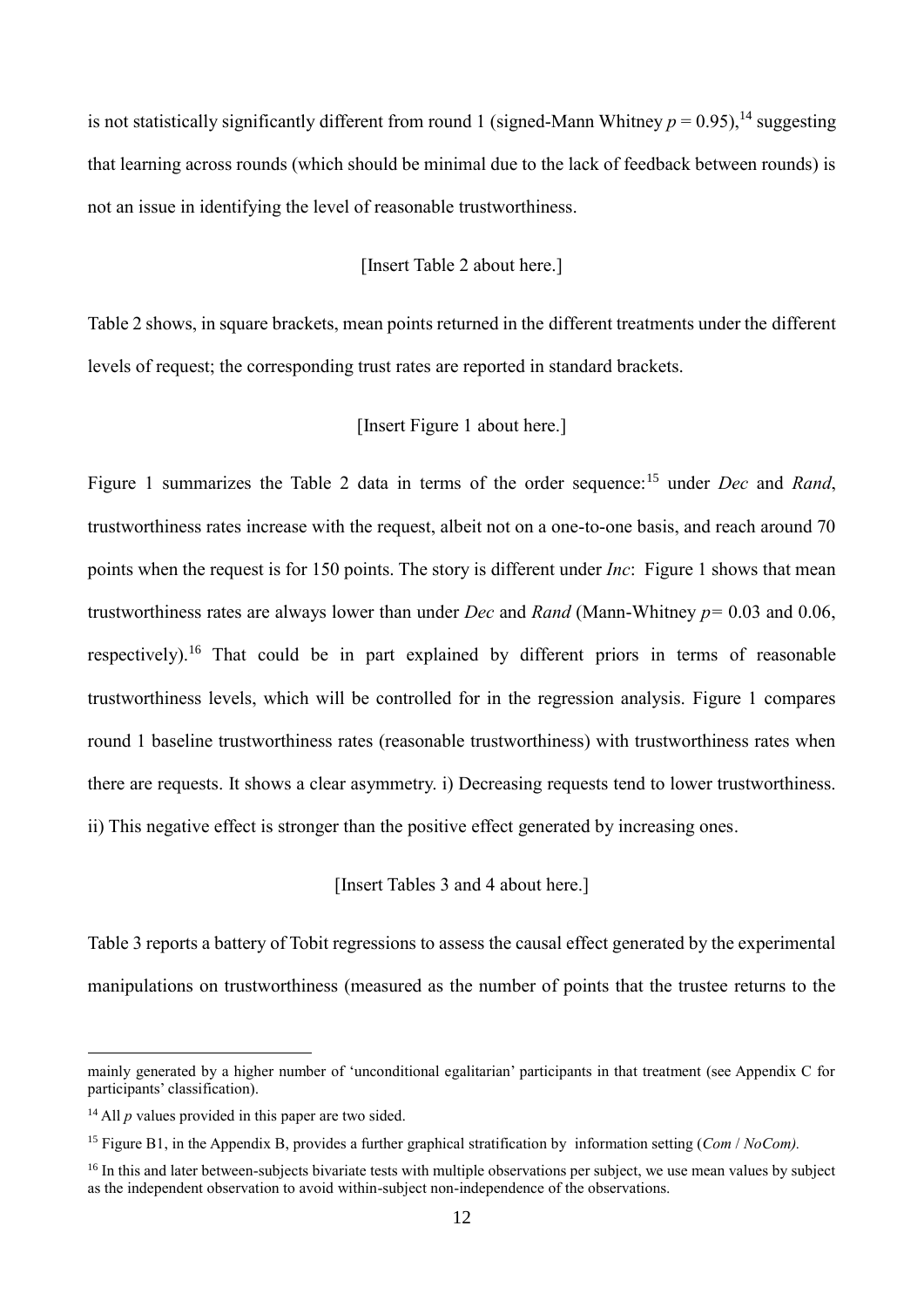is not statistically significantly different from round 1 (signed-Mann Whitney $p = 0.95$),[14] suggesting that learning across rounds (which should be minimal due to the lack of feedback between rounds) is not an issue in identifying the level of reasonable trustworthiness.

[Insert Table 2 about here.]

Table 2 shows, in square brackets, mean points returned in the different treatments under the different levels of request; the corresponding trust rates are reported in standard brackets.

[Insert Figure 1 about here.]

Figure 1 summarizes the Table 2 data in terms of the order sequence:[15] under *Dec* and *Rand*, trustworthiness rates increase with the request, albeit not on a one-to-one basis, and reach around 70 points when the request is for 150 points. The story is different under *Inc*: Figure 1 shows that mean trustworthiness rates are always lower than under *Dec* and *Rand* (Mann-Whitney $p= 0.03$ and $0.06$, respectively).[16] That could be in part explained by different priors in terms of reasonable trustworthiness levels, which will be controlled for in the regression analysis. Figure 1 compares round 1 baseline trustworthiness rates (reasonable trustworthiness) with trustworthiness rates when there are requests. It shows a clear asymmetry. i) Decreasing requests tend to lower trustworthiness. ii) This negative effect is stronger than the positive effect generated by increasing ones.

[Insert Tables 3 and 4 about here.]

Table 3 reports a battery of Tobit regressions to assess the causal effect generated by the experimental manipulations on trustworthiness (measured as the number of points that the trustee returns to the

---

mainly generated by a higher number of 'unconditional egalitarian' participants in that treatment (see Appendix C for participants' classification).

[14] All $p$ values provided in this paper are two sided.

[15] Figure B1, in the Appendix B, provides a further graphical stratification by information setting (*Com* / *NoCom).*

[16] In this and later between-subjects bivariate tests with multiple observations per subject, we use mean values by subject as the independent observation to avoid within-subject non-independence of the observations.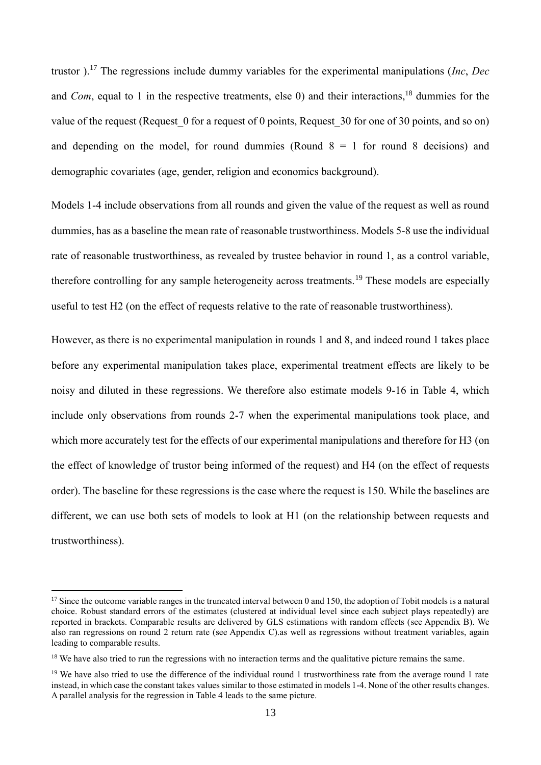trustor ).[17] The regressions include dummy variables for the experimental manipulations (*Inc*, *Dec* and *Com*, equal to 1 in the respective treatments, else 0) and their interactions,[18] dummies for the value of the request (Request_0 for a request of 0 points, Request_30 for one of 30 points, and so on) and depending on the model, for round dummies (Round 8 = 1 for round 8 decisions) and demographic covariates (age, gender, religion and economics background).

Models 1-4 include observations from all rounds and given the value of the request as well as round dummies, has as a baseline the mean rate of reasonable trustworthiness. Models 5-8 use the individual rate of reasonable trustworthiness, as revealed by trustee behavior in round 1, as a control variable, therefore controlling for any sample heterogeneity across treatments.[19] These models are especially useful to test H2 (on the effect of requests relative to the rate of reasonable trustworthiness).

However, as there is no experimental manipulation in rounds 1 and 8, and indeed round 1 takes place before any experimental manipulation takes place, experimental treatment effects are likely to be noisy and diluted in these regressions. We therefore also estimate models 9-16 in Table 4, which include only observations from rounds 2-7 when the experimental manipulations took place, and which more accurately test for the effects of our experimental manipulations and therefore for H3 (on the effect of knowledge of trustor being informed of the request) and H4 (on the effect of requests order). The baseline for these regressions is the case where the request is 150. While the baselines are different, we can use both sets of models to look at H1 (on the relationship between requests and trustworthiness).

---

[17] Since the outcome variable ranges in the truncated interval between 0 and 150, the adoption of Tobit models is a natural choice. Robust standard errors of the estimates (clustered at individual level since each subject plays repeatedly) are reported in brackets. Comparable results are delivered by GLS estimations with random effects (see Appendix B). We also ran regressions on round 2 return rate (see Appendix C).as well as regressions without treatment variables, again leading to comparable results.

[18] We have also tried to run the regressions with no interaction terms and the qualitative picture remains the same.

[19] We have also tried to use the difference of the individual round 1 trustworthiness rate from the average round 1 rate instead, in which case the constant takes values similar to those estimated in models 1-4. None of the other results changes. A parallel analysis for the regression in Table 4 leads to the same picture.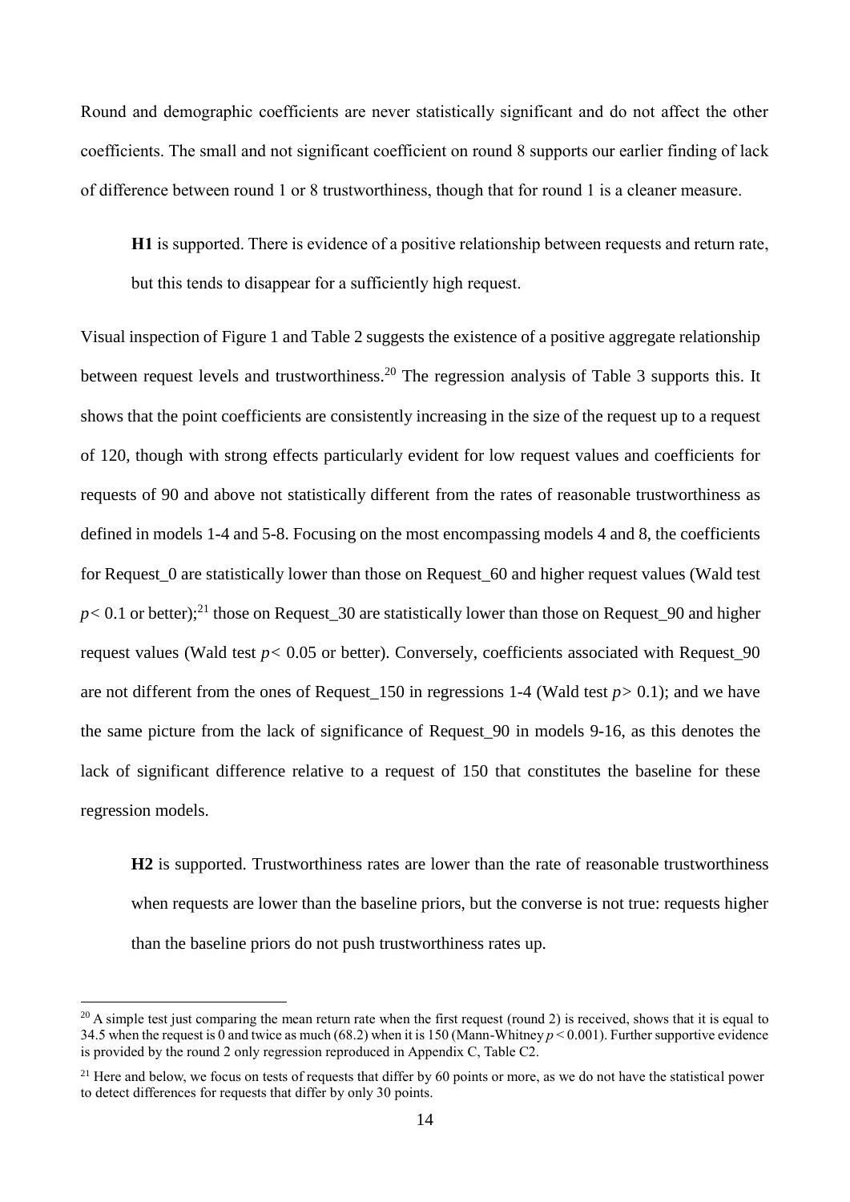Round and demographic coefficients are never statistically significant and do not affect the other coefficients. The small and not significant coefficient on round 8 supports our earlier finding of lack of difference between round 1 or 8 trustworthiness, though that for round 1 is a cleaner measure.

> **H1** is supported. There is evidence of a positive relationship between requests and return rate, but this tends to disappear for a sufficiently high request.

Visual inspection of Figure 1 and Table 2 suggests the existence of a positive aggregate relationship between request levels and trustworthiness.[20] The regression analysis of Table 3 supports this. It shows that the point coefficients are consistently increasing in the size of the request up to a request of 120, though with strong effects particularly evident for low request values and coefficients for requests of 90 and above not statistically different from the rates of reasonable trustworthiness as defined in models 1-4 and 5-8. Focusing on the most encompassing models 4 and 8, the coefficients for Request_0 are statistically lower than those on Request_60 and higher request values (Wald test $p < 0.1$ or better);[21] those on Request_30 are statistically lower than those on Request_90 and higher request values (Wald test $p < 0.05$ or better). Conversely, coefficients associated with Request_90 are not different from the ones of Request_150 in regressions 1-4 (Wald test $p > 0.1$); and we have the same picture from the lack of significance of Request_90 in models 9-16, as this denotes the lack of significant difference relative to a request of 150 that constitutes the baseline for these regression models.

> **H2** is supported. Trustworthiness rates are lower than the rate of reasonable trustworthiness when requests are lower than the baseline priors, but the converse is not true: requests higher than the baseline priors do not push trustworthiness rates up.

---

[20] A simple test just comparing the mean return rate when the first request (round 2) is received, shows that it is equal to 34.5 when the request is 0 and twice as much (68.2) when it is 150 (Mann-Whitney $p < 0.001$). Further supportive evidence is provided by the round 2 only regression reproduced in Appendix C, Table C2.

[21] Here and below, we focus on tests of requests that differ by 60 points or more, as we do not have the statistical power to detect differences for requests that differ by only 30 points.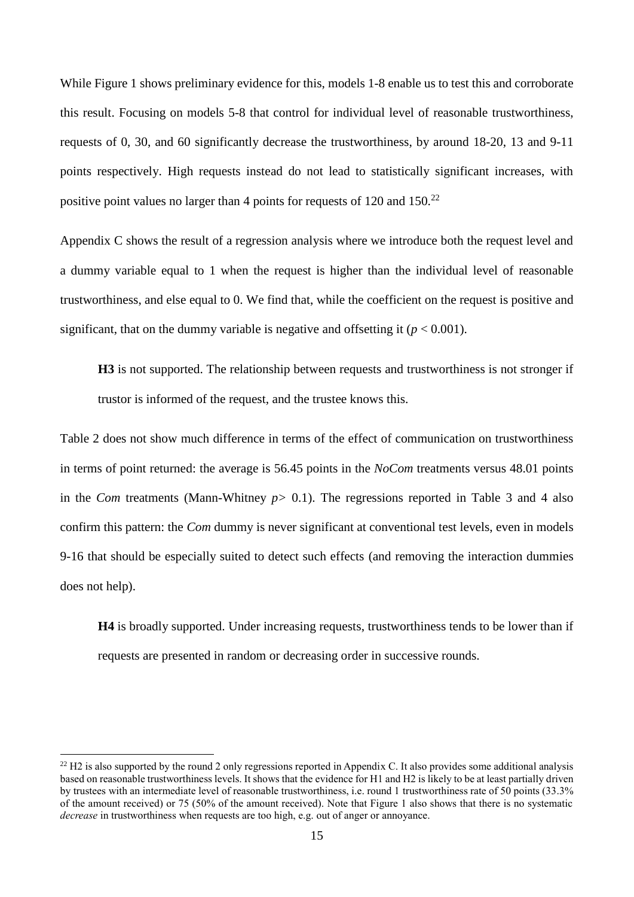While Figure 1 shows preliminary evidence for this, models 1-8 enable us to test this and corroborate this result. Focusing on models 5-8 that control for individual level of reasonable trustworthiness, requests of 0, 30, and 60 significantly decrease the trustworthiness, by around 18-20, 13 and 9-11 points respectively. High requests instead do not lead to statistically significant increases, with positive point values no larger than 4 points for requests of 120 and 150.[22]

Appendix C shows the result of a regression analysis where we introduce both the request level and a dummy variable equal to 1 when the request is higher than the individual level of reasonable trustworthiness, and else equal to 0. We find that, while the coefficient on the request is positive and significant, that on the dummy variable is negative and offsetting it ($p < 0.001$).

> **H3** is not supported. The relationship between requests and trustworthiness is not stronger if trustor is informed of the request, and the trustee knows this.

Table 2 does not show much difference in terms of the effect of communication on trustworthiness in terms of point returned: the average is 56.45 points in the *NoCom* treatments versus 48.01 points in the *Com* treatments (Mann-Whitney $p > 0.1$). The regressions reported in Table 3 and 4 also confirm this pattern: the *Com* dummy is never significant at conventional test levels, even in models 9-16 that should be especially suited to detect such effects (and removing the interaction dummies does not help).

> **H4** is broadly supported. Under increasing requests, trustworthiness tends to be lower than if requests are presented in random or decreasing order in successive rounds.

---

[22] H2 is also supported by the round 2 only regressions reported in Appendix C. It also provides some additional analysis based on reasonable trustworthiness levels. It shows that the evidence for H1 and H2 is likely to be at least partially driven by trustees with an intermediate level of reasonable trustworthiness, i.e. round 1 trustworthiness rate of 50 points (33.3% of the amount received) or 75 (50% of the amount received). Note that Figure 1 also shows that there is no systematic *decrease* in trustworthiness when requests are too high, e.g. out of anger or annoyance.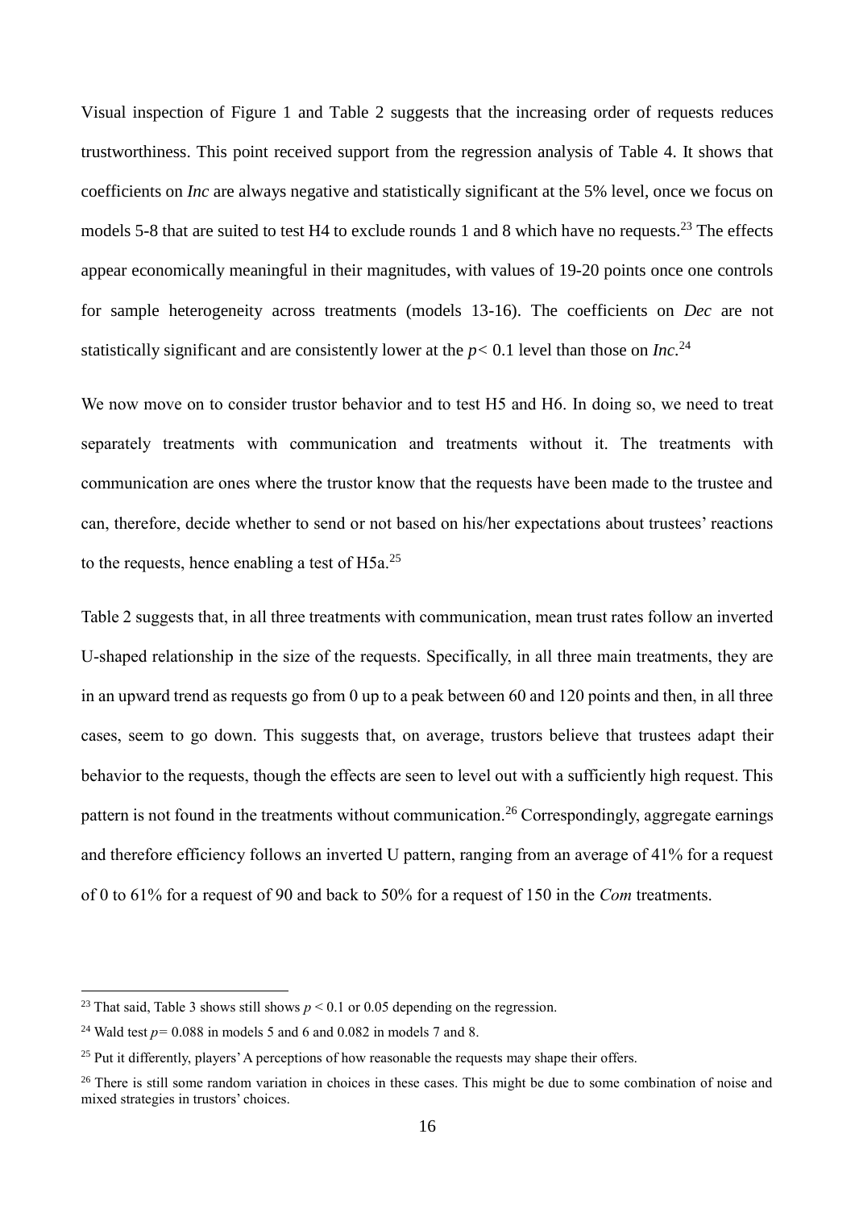Visual inspection of Figure 1 and Table 2 suggests that the increasing order of requests reduces trustworthiness. This point received support from the regression analysis of Table 4. It shows that coefficients on *Inc* are always negative and statistically significant at the 5% level, once we focus on models 5-8 that are suited to test H4 to exclude rounds 1 and 8 which have no requests.[23] The effects appear economically meaningful in their magnitudes, with values of 19-20 points once one controls for sample heterogeneity across treatments (models 13-16). The coefficients on *Dec* are not statistically significant and are consistently lower at the $p < 0.1$ level than those on *Inc*.[24]

We now move on to consider trustor behavior and to test H5 and H6. In doing so, we need to treat separately treatments with communication and treatments without it. The treatments with communication are ones where the trustor know that the requests have been made to the trustee and can, therefore, decide whether to send or not based on his/her expectations about trustees' reactions to the requests, hence enabling a test of H5a.[25]

Table 2 suggests that, in all three treatments with communication, mean trust rates follow an inverted U-shaped relationship in the size of the requests. Specifically, in all three main treatments, they are in an upward trend as requests go from 0 up to a peak between 60 and 120 points and then, in all three cases, seem to go down. This suggests that, on average, trustors believe that trustees adapt their behavior to the requests, though the effects are seen to level out with a sufficiently high request. This pattern is not found in the treatments without communication.[26] Correspondingly, aggregate earnings and therefore efficiency follows an inverted U pattern, ranging from an average of 41% for a request of 0 to 61% for a request of 90 and back to 50% for a request of 150 in the *Com* treatments.

---

[23] That said, Table 3 shows still shows $p < 0.1$ or 0.05 depending on the regression.

[24] Wald test $p = 0.088$ in models 5 and 6 and 0.082 in models 7 and 8.

[25] Put it differently, players' A perceptions of how reasonable the requests may shape their offers.

[26] There is still some random variation in choices in these cases. This might be due to some combination of noise and mixed strategies in trustors' choices.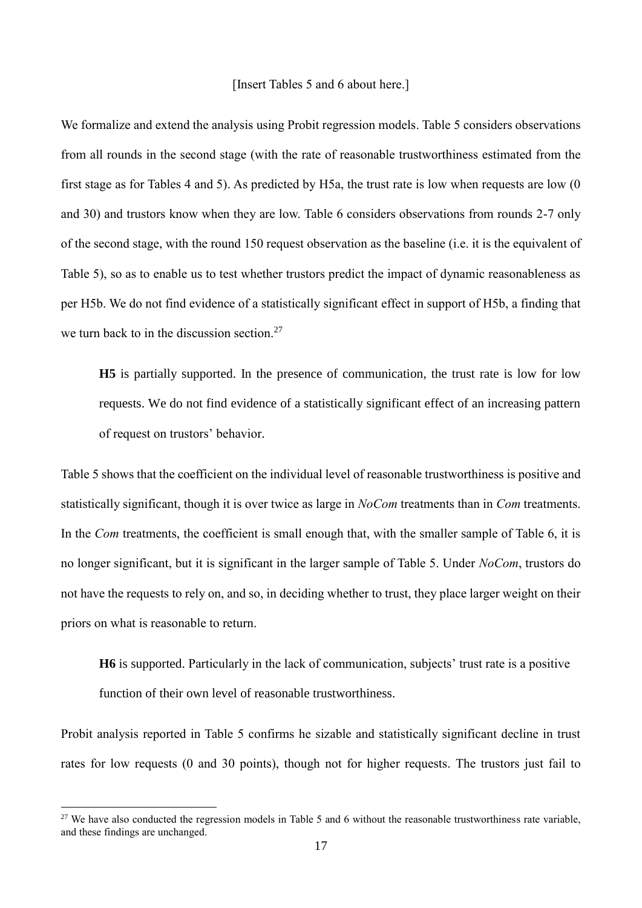[Insert Tables 5 and 6 about here.]

We formalize and extend the analysis using Probit regression models. Table 5 considers observations from all rounds in the second stage (with the rate of reasonable trustworthiness estimated from the first stage as for Tables 4 and 5). As predicted by H5a, the trust rate is low when requests are low (0 and 30) and trustors know when they are low. Table 6 considers observations from rounds 2-7 only of the second stage, with the round 150 request observation as the baseline (i.e. it is the equivalent of Table 5), so as to enable us to test whether trustors predict the impact of dynamic reasonableness as per H5b. We do not find evidence of a statistically significant effect in support of H5b, a finding that we turn back to in the discussion section.[27]

> **H5** is partially supported. In the presence of communication, the trust rate is low for low requests. We do not find evidence of a statistically significant effect of an increasing pattern of request on trustors' behavior.

Table 5 shows that the coefficient on the individual level of reasonable trustworthiness is positive and statistically significant, though it is over twice as large in *NoCom* treatments than in *Com* treatments. In the *Com* treatments, the coefficient is small enough that, with the smaller sample of Table 6, it is no longer significant, but it is significant in the larger sample of Table 5. Under *NoCom*, trustors do not have the requests to rely on, and so, in deciding whether to trust, they place larger weight on their priors on what is reasonable to return.

> **H6** is supported. Particularly in the lack of communication, subjects' trust rate is a positive function of their own level of reasonable trustworthiness.

Probit analysis reported in Table 5 confirms he sizable and statistically significant decline in trust rates for low requests (0 and 30 points), though not for higher requests. The trustors just fail to

[27] We have also conducted the regression models in Table 5 and 6 without the reasonable trustworthiness rate variable, and these findings are unchanged.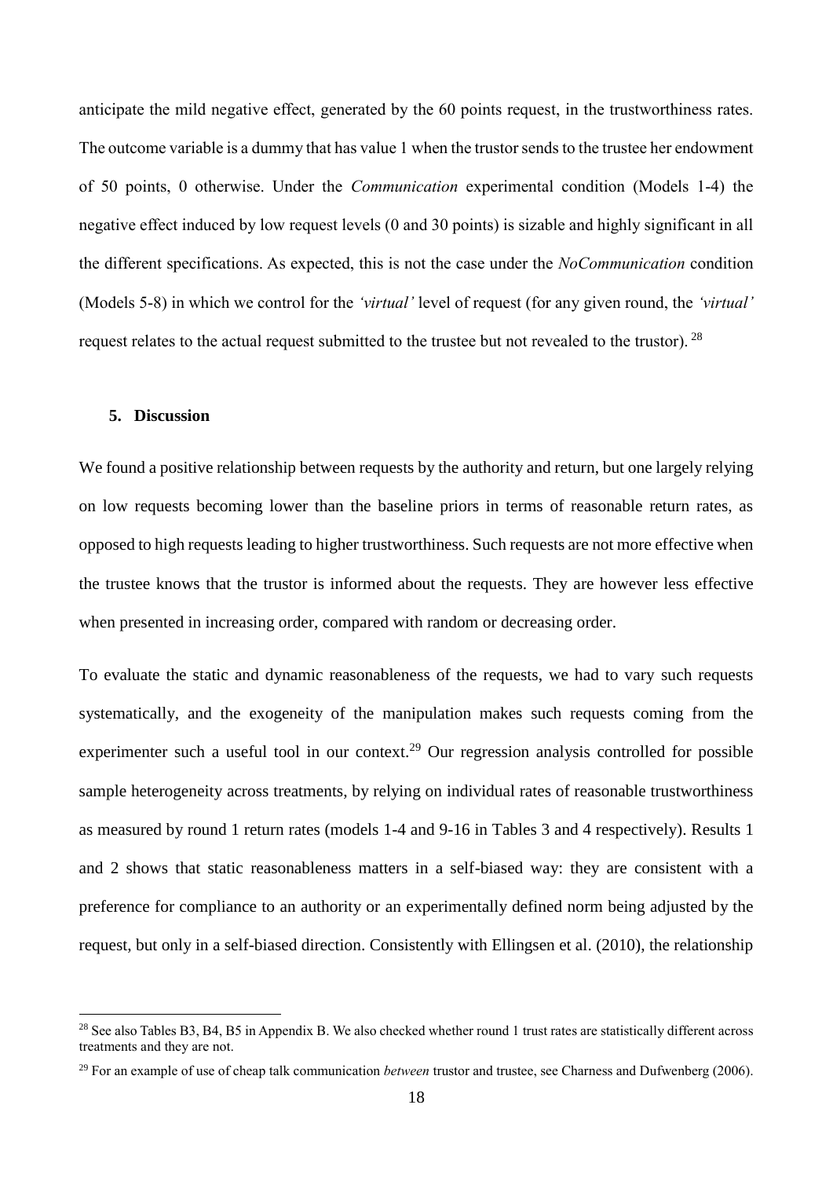anticipate the mild negative effect, generated by the 60 points request, in the trustworthiness rates. The outcome variable is a dummy that has value 1 when the trustor sends to the trustee her endowment of 50 points, 0 otherwise. Under the *Communication* experimental condition (Models 1-4) the negative effect induced by low request levels (0 and 30 points) is sizable and highly significant in all the different specifications. As expected, this is not the case under the *NoCommunication* condition (Models 5-8) in which we control for the *'virtual'* level of request (for any given round, the *'virtual'* request relates to the actual request submitted to the trustee but not revealed to the trustor). [28]

## 5. Discussion

We found a positive relationship between requests by the authority and return, but one largely relying on low requests becoming lower than the baseline priors in terms of reasonable return rates, as opposed to high requests leading to higher trustworthiness. Such requests are not more effective when the trustee knows that the trustor is informed about the requests. They are however less effective when presented in increasing order, compared with random or decreasing order.

To evaluate the static and dynamic reasonableness of the requests, we had to vary such requests systematically, and the exogeneity of the manipulation makes such requests coming from the experimenter such a useful tool in our context.[29] Our regression analysis controlled for possible sample heterogeneity across treatments, by relying on individual rates of reasonable trustworthiness as measured by round 1 return rates (models 1-4 and 9-16 in Tables 3 and 4 respectively). Results 1 and 2 shows that static reasonableness matters in a self-biased way: they are consistent with a preference for compliance to an authority or an experimentally defined norm being adjusted by the request, but only in a self-biased direction. Consistently with Ellingsen et al. (2010), the relationship

---

[28] See also Tables B3, B4, B5 in Appendix B. We also checked whether round 1 trust rates are statistically different across treatments and they are not.

[29] For an example of use of cheap talk communication *between* trustor and trustee, see Charness and Dufwenberg (2006).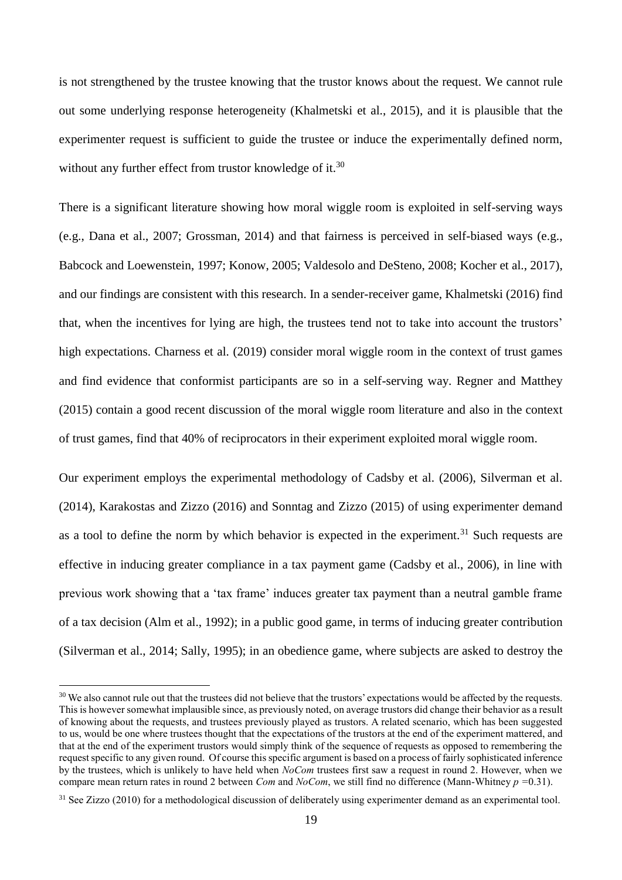is not strengthened by the trustee knowing that the trustor knows about the request. We cannot rule out some underlying response heterogeneity (Khalmetski et al., 2015), and it is plausible that the experimenter request is sufficient to guide the trustee or induce the experimentally defined norm, without any further effect from trustor knowledge of it.[30]

There is a significant literature showing how moral wiggle room is exploited in self-serving ways (e.g., Dana et al., 2007; Grossman, 2014) and that fairness is perceived in self-biased ways (e.g., Babcock and Loewenstein, 1997; Konow, 2005; Valdesolo and DeSteno, 2008; Kocher et al., 2017), and our findings are consistent with this research. In a sender-receiver game, Khalmetski (2016) find that, when the incentives for lying are high, the trustees tend not to take into account the trustors' high expectations. Charness et al. (2019) consider moral wiggle room in the context of trust games and find evidence that conformist participants are so in a self-serving way. Regner and Matthey (2015) contain a good recent discussion of the moral wiggle room literature and also in the context of trust games, find that 40% of reciprocators in their experiment exploited moral wiggle room.

Our experiment employs the experimental methodology of Cadsby et al. (2006), Silverman et al. (2014), Karakostas and Zizzo (2016) and Sonntag and Zizzo (2015) of using experimenter demand as a tool to define the norm by which behavior is expected in the experiment.[31] Such requests are effective in inducing greater compliance in a tax payment game (Cadsby et al., 2006), in line with previous work showing that a 'tax frame' induces greater tax payment than a neutral gamble frame of a tax decision (Alm et al., 1992); in a public good game, in terms of inducing greater contribution (Silverman et al., 2014; Sally, 1995); in an obedience game, where subjects are asked to destroy the

[30] We also cannot rule out that the trustees did not believe that the trustors' expectations would be affected by the requests. This is however somewhat implausible since, as previously noted, on average trustors did change their behavior as a result of knowing about the requests, and trustees previously played as trustors. A related scenario, which has been suggested to us, would be one where trustees thought that the expectations of the trustors at the end of the experiment mattered, and that at the end of the experiment trustors would simply think of the sequence of requests as opposed to remembering the request specific to any given round. Of course this specific argument is based on a process of fairly sophisticated inference by the trustees, which is unlikely to have held when *NoCom* trustees first saw a request in round 2. However, when we compare mean return rates in round 2 between *Com* and *NoCom*, we still find no difference (Mann-Whitney $p = 0.31$).

[31] See Zizzo (2010) for a methodological discussion of deliberately using experimenter demand as an experimental tool.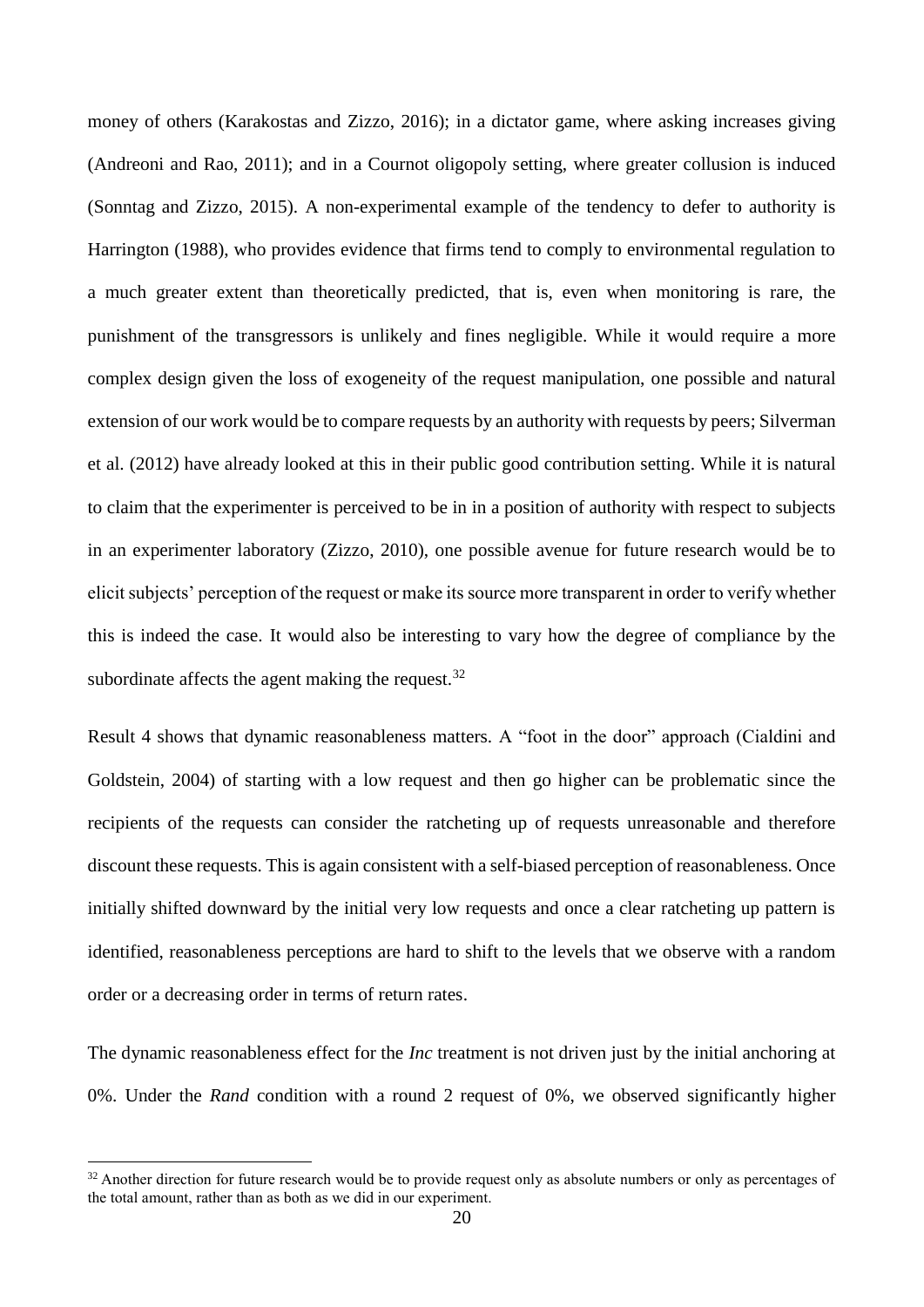money of others (Karakostas and Zizzo, 2016); in a dictator game, where asking increases giving (Andreoni and Rao, 2011); and in a Cournot oligopoly setting, where greater collusion is induced (Sonntag and Zizzo, 2015). A non-experimental example of the tendency to defer to authority is Harrington (1988), who provides evidence that firms tend to comply to environmental regulation to a much greater extent than theoretically predicted, that is, even when monitoring is rare, the punishment of the transgressors is unlikely and fines negligible. While it would require a more complex design given the loss of exogeneity of the request manipulation, one possible and natural extension of our work would be to compare requests by an authority with requests by peers; Silverman et al. (2012) have already looked at this in their public good contribution setting. While it is natural to claim that the experimenter is perceived to be in in a position of authority with respect to subjects in an experimenter laboratory (Zizzo, 2010), one possible avenue for future research would be to elicit subjects' perception of the request or make its source more transparent in order to verify whether this is indeed the case. It would also be interesting to vary how the degree of compliance by the subordinate affects the agent making the request.[32]

Result 4 shows that dynamic reasonableness matters. A "foot in the door" approach (Cialdini and Goldstein, 2004) of starting with a low request and then go higher can be problematic since the recipients of the requests can consider the ratcheting up of requests unreasonable and therefore discount these requests. This is again consistent with a self-biased perception of reasonableness. Once initially shifted downward by the initial very low requests and once a clear ratcheting up pattern is identified, reasonableness perceptions are hard to shift to the levels that we observe with a random order or a decreasing order in terms of return rates.

The dynamic reasonableness effect for the *Inc* treatment is not driven just by the initial anchoring at 0%. Under the *Rand* condition with a round 2 request of 0%, we observed significantly higher

[32] Another direction for future research would be to provide request only as absolute numbers or only as percentages of the total amount, rather than as both as we did in our experiment.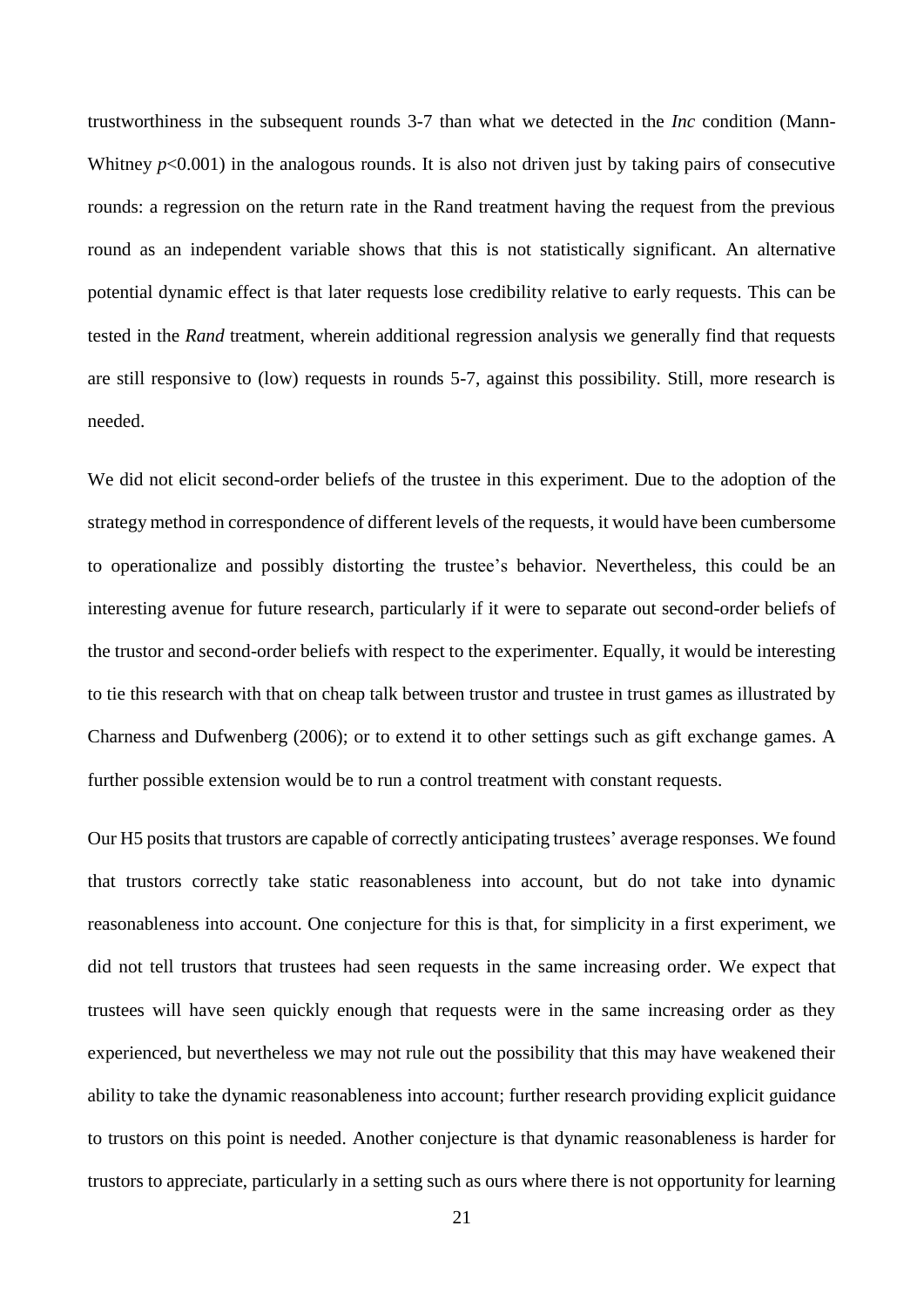trustworthiness in the subsequent rounds 3-7 than what we detected in the *Inc* condition (Mann-Whitney $p<0.001$) in the analogous rounds. It is also not driven just by taking pairs of consecutive rounds: a regression on the return rate in the Rand treatment having the request from the previous round as an independent variable shows that this is not statistically significant. An alternative potential dynamic effect is that later requests lose credibility relative to early requests. This can be tested in the *Rand* treatment, wherein additional regression analysis we generally find that requests are still responsive to (low) requests in rounds 5-7, against this possibility. Still, more research is needed.

We did not elicit second-order beliefs of the trustee in this experiment. Due to the adoption of the strategy method in correspondence of different levels of the requests, it would have been cumbersome to operationalize and possibly distorting the trustee's behavior. Nevertheless, this could be an interesting avenue for future research, particularly if it were to separate out second-order beliefs of the trustor and second-order beliefs with respect to the experimenter. Equally, it would be interesting to tie this research with that on cheap talk between trustor and trustee in trust games as illustrated by Charness and Dufwenberg (2006); or to extend it to other settings such as gift exchange games. A further possible extension would be to run a control treatment with constant requests.

Our H5 posits that trustors are capable of correctly anticipating trustees' average responses. We found that trustors correctly take static reasonableness into account, but do not take into dynamic reasonableness into account. One conjecture for this is that, for simplicity in a first experiment, we did not tell trustors that trustees had seen requests in the same increasing order. We expect that trustees will have seen quickly enough that requests were in the same increasing order as they experienced, but nevertheless we may not rule out the possibility that this may have weakened their ability to take the dynamic reasonableness into account; further research providing explicit guidance to trustors on this point is needed. Another conjecture is that dynamic reasonableness is harder for trustors to appreciate, particularly in a setting such as ours where there is not opportunity for learning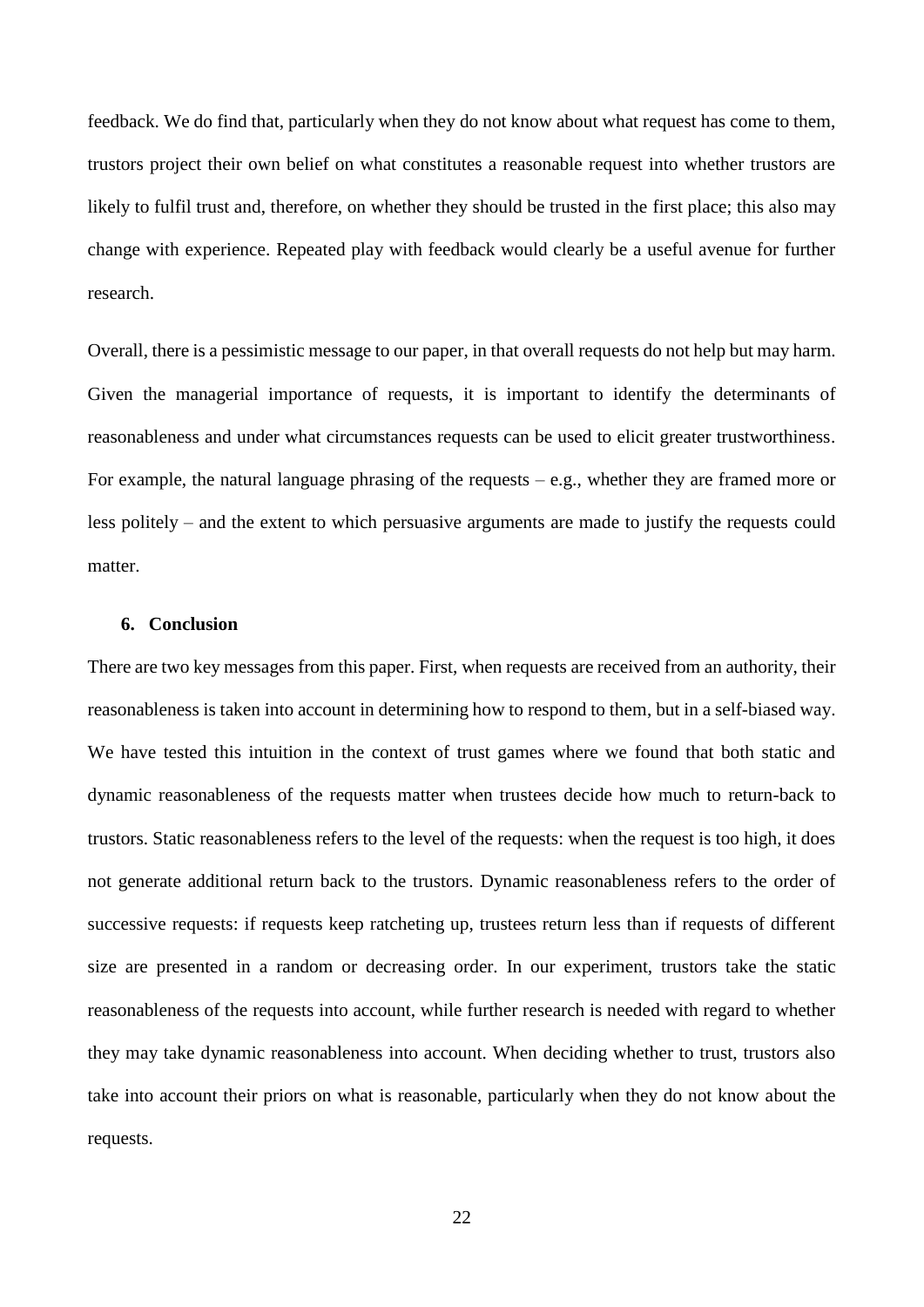feedback. We do find that, particularly when they do not know about what request has come to them, trustors project their own belief on what constitutes a reasonable request into whether trustors are likely to fulfil trust and, therefore, on whether they should be trusted in the first place; this also may change with experience. Repeated play with feedback would clearly be a useful avenue for further research.

Overall, there is a pessimistic message to our paper, in that overall requests do not help but may harm. Given the managerial importance of requests, it is important to identify the determinants of reasonableness and under what circumstances requests can be used to elicit greater trustworthiness. For example, the natural language phrasing of the requests – e.g., whether they are framed more or less politely – and the extent to which persuasive arguments are made to justify the requests could matter.

## 6. Conclusion

There are two key messages from this paper. First, when requests are received from an authority, their reasonableness is taken into account in determining how to respond to them, but in a self-biased way. We have tested this intuition in the context of trust games where we found that both static and dynamic reasonableness of the requests matter when trustees decide how much to return-back to trustors. Static reasonableness refers to the level of the requests: when the request is too high, it does not generate additional return back to the trustors. Dynamic reasonableness refers to the order of successive requests: if requests keep ratcheting up, trustees return less than if requests of different size are presented in a random or decreasing order. In our experiment, trustors take the static reasonableness of the requests into account, while further research is needed with regard to whether they may take dynamic reasonableness into account. When deciding whether to trust, trustors also take into account their priors on what is reasonable, particularly when they do not know about the requests.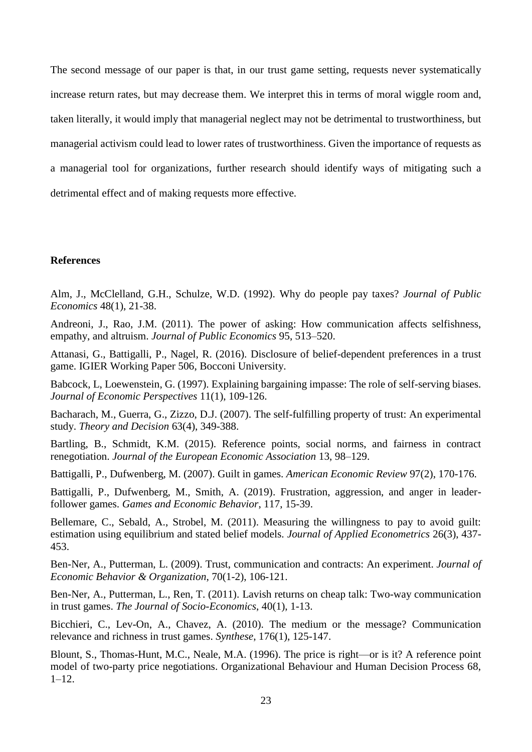The second message of our paper is that, in our trust game setting, requests never systematically increase return rates, but may decrease them. We interpret this in terms of moral wiggle room and, taken literally, it would imply that managerial neglect may not be detrimental to trustworthiness, but managerial activism could lead to lower rates of trustworthiness. Given the importance of requests as a managerial tool for organizations, further research should identify ways of mitigating such a detrimental effect and of making requests more effective.

**References**

Alm, J., McClelland, G.H., Schulze, W.D. (1992). Why do people pay taxes? *Journal of Public Economics* 48(1), 21-38.

Andreoni, J., Rao, J.M. (2011). The power of asking: How communication affects selfishness, empathy, and altruism. *Journal of Public Economics* 95, 513–520.

Attanasi, G., Battigalli, P., Nagel, R. (2016). Disclosure of belief-dependent preferences in a trust game. IGIER Working Paper 506, Bocconi University.

Babcock, L, Loewenstein, G. (1997). Explaining bargaining impasse: The role of self-serving biases. *Journal of Economic Perspectives* 11(1), 109-126.

Bacharach, M., Guerra, G., Zizzo, D.J. (2007). The self-fulfilling property of trust: An experimental study. *Theory and Decision* 63(4), 349-388.

Bartling, B., Schmidt, K.M. (2015). Reference points, social norms, and fairness in contract renegotiation. *Journal of the European Economic Association* 13, 98–129.

Battigalli, P., Dufwenberg, M. (2007). Guilt in games. *American Economic Review* 97(2), 170-176.

Battigalli, P., Dufwenberg, M., Smith, A. (2019). Frustration, aggression, and anger in leader-follower games. *Games and Economic Behavior*, 117, 15-39.

Bellemare, C., Sebald, A., Strobel, M. (2011). Measuring the willingness to pay to avoid guilt: estimation using equilibrium and stated belief models. *Journal of Applied Econometrics* 26(3), 437-453.

Ben-Ner, A., Putterman, L. (2009). Trust, communication and contracts: An experiment. *Journal of Economic Behavior & Organization*, 70(1-2), 106-121.

Ben-Ner, A., Putterman, L., Ren, T. (2011). Lavish returns on cheap talk: Two-way communication in trust games. *The Journal of Socio-Economics*, 40(1), 1-13.

Bicchieri, C., Lev-On, A., Chavez, A. (2010). The medium or the message? Communication relevance and richness in trust games. *Synthese*, 176(1), 125-147.

Blount, S., Thomas-Hunt, M.C., Neale, M.A. (1996). The price is right—or is it? A reference point model of two-party price negotiations. Organizational Behaviour and Human Decision Process 68, 1–12.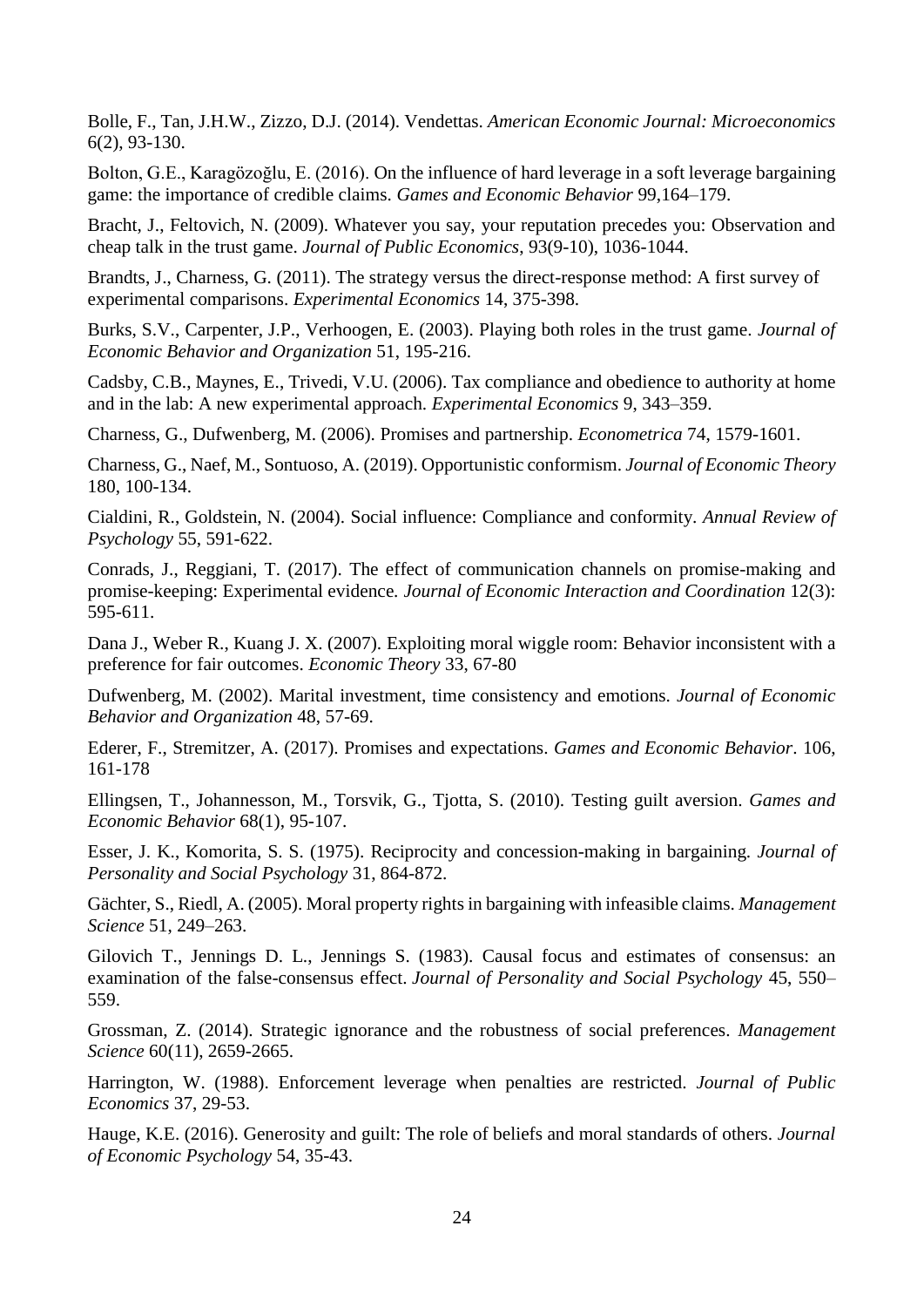Bolle, F., Tan, J.H.W., Zizzo, D.J. (2014). Vendettas. *American Economic Journal: Microeconomics* 6(2), 93-130.

Bolton, G.E., Karagözoğlu, E. (2016). On the influence of hard leverage in a soft leverage bargaining game: the importance of credible claims. *Games and Economic Behavior* 99,164–179.

Bracht, J., Feltovich, N. (2009). Whatever you say, your reputation precedes you: Observation and cheap talk in the trust game. *Journal of Public Economics*, 93(9-10), 1036-1044.

Brandts, J., Charness, G. (2011). The strategy versus the direct-response method: A first survey of experimental comparisons. *Experimental Economics* 14, 375-398.

Burks, S.V., Carpenter, J.P., Verhoogen, E. (2003). Playing both roles in the trust game. *Journal of Economic Behavior and Organization* 51, 195-216.

Cadsby, C.B., Maynes, E., Trivedi, V.U. (2006). Tax compliance and obedience to authority at home and in the lab: A new experimental approach. *Experimental Economics* 9, 343–359.

Charness, G., Dufwenberg, M. (2006). Promises and partnership. *Econometrica* 74, 1579-1601.

Charness, G., Naef, M., Sontuoso, A. (2019). Opportunistic conformism. *Journal of Economic Theory* 180, 100-134.

Cialdini, R., Goldstein, N. (2004). Social influence: Compliance and conformity. *Annual Review of Psychology* 55, 591-622.

Conrads, J., Reggiani, T. (2017). The effect of communication channels on promise-making and promise-keeping: Experimental evidence*. Journal of Economic Interaction and Coordination* 12(3): 595-611.

Dana J., Weber R., Kuang J. X. (2007). Exploiting moral wiggle room: Behavior inconsistent with a preference for fair outcomes. *Economic Theory* 33, 67-80

Dufwenberg, M. (2002). Marital investment, time consistency and emotions. *Journal of Economic Behavior and Organization* 48, 57-69.

Ederer, F., Stremitzer, A. (2017). Promises and expectations. *Games and Economic Behavior*. 106, 161-178

Ellingsen, T., Johannesson, M., Torsvik, G., Tjotta, S. (2010). Testing guilt aversion. *Games and Economic Behavior* 68(1), 95-107.

Esser, J. K., Komorita, S. S. (1975). Reciprocity and concession-making in bargaining. *Journal of Personality and Social Psychology* 31, 864-872.

Gächter, S., Riedl, A. (2005). Moral property rights in bargaining with infeasible claims. *Management Science* 51, 249–263.

Gilovich T., Jennings D. L., Jennings S. (1983). Causal focus and estimates of consensus: an examination of the false-consensus effect. *Journal of Personality and Social Psychology* 45, 550–559.

Grossman, Z. (2014). Strategic ignorance and the robustness of social preferences. *Management Science* 60(11), 2659-2665.

Harrington, W. (1988). Enforcement leverage when penalties are restricted. *Journal of Public Economics* 37, 29-53.

Hauge, K.E. (2016). Generosity and guilt: The role of beliefs and moral standards of others. *Journal of Economic Psychology* 54, 35-43.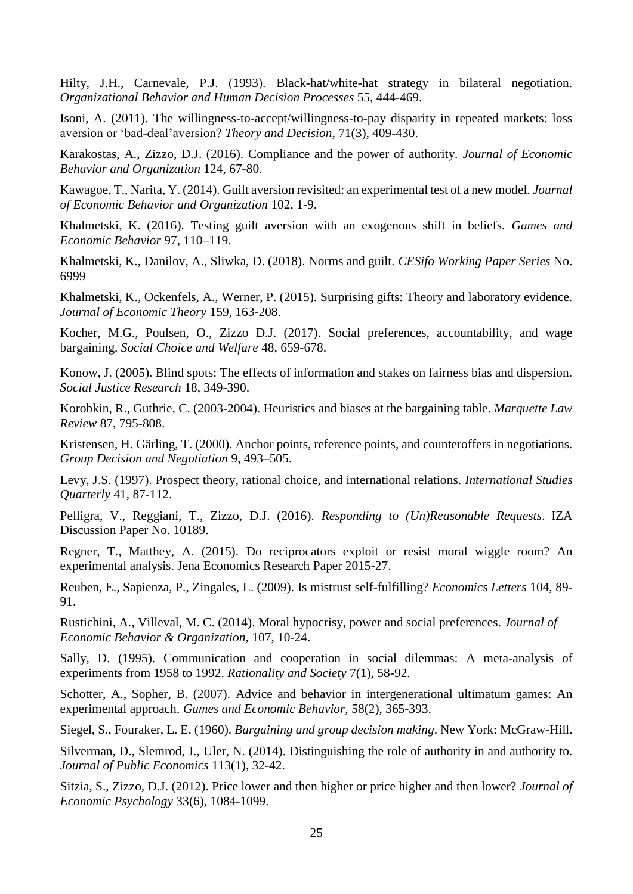Hilty, J.H., Carnevale, P.J. (1993). Black-hat/white-hat strategy in bilateral negotiation. *Organizational Behavior and Human Decision Processes* 55, 444-469.

Isoni, A. (2011). The willingness-to-accept/willingness-to-pay disparity in repeated markets: loss aversion or 'bad-deal'aversion? *Theory and Decision*, 71(3), 409-430.

Karakostas, A., Zizzo, D.J. (2016). Compliance and the power of authority. *Journal of Economic Behavior and Organization* 124, 67-80.

Kawagoe, T., Narita, Y. (2014). Guilt aversion revisited: an experimental test of a new model. *Journal of Economic Behavior and Organization* 102, 1-9.

Khalmetski, K. (2016). Testing guilt aversion with an exogenous shift in beliefs. *Games and Economic Behavior* 97, 110–119.

Khalmetski, K., Danilov, A., Sliwka, D. (2018). Norms and guilt. *CESifo Working Paper Series* No. 6999

Khalmetski, K., Ockenfels, A., Werner, P. (2015). Surprising gifts: Theory and laboratory evidence. *Journal of Economic Theory* 159, 163-208.

Kocher, M.G., Poulsen, O., Zizzo D.J. (2017). Social preferences, accountability, and wage bargaining. *Social Choice and Welfare* 48, 659-678.

Konow, J. (2005). Blind spots: The effects of information and stakes on fairness bias and dispersion. *Social Justice Research* 18, 349-390.

Korobkin, R., Guthrie, C. (2003-2004). Heuristics and biases at the bargaining table. *Marquette Law Review* 87, 795-808.

Kristensen, H. Gärling, T. (2000). Anchor points, reference points, and counteroffers in negotiations. *Group Decision and Negotiation* 9, 493–505.

Levy, J.S. (1997). Prospect theory, rational choice, and international relations. *International Studies Quarterly* 41, 87-112.

Pelligra, V., Reggiani, T., Zizzo, D.J. (2016). *Responding to (Un)Reasonable Requests*. IZA Discussion Paper No. 10189.

Regner, T., Matthey, A. (2015). Do reciprocators exploit or resist moral wiggle room? An experimental analysis. Jena Economics Research Paper 2015-27.

Reuben, E., Sapienza, P., Zingales, L. (2009). Is mistrust self-fulfilling? *Economics Letters* 104, 89-91.

Rustichini, A., Villeval, M. C. (2014). Moral hypocrisy, power and social preferences. *Journal of Economic Behavior & Organization*, 107, 10-24.

Sally, D. (1995). Communication and cooperation in social dilemmas: A meta-analysis of experiments from 1958 to 1992. *Rationality and Society* 7(1), 58-92.

Schotter, A., Sopher, B. (2007). Advice and behavior in intergenerational ultimatum games: An experimental approach. *Games and Economic Behavior*, 58(2), 365-393.

Siegel, S., Fouraker, L. E. (1960). *Bargaining and group decision making*. New York: McGraw-Hill.

Silverman, D., Slemrod, J., Uler, N. (2014). Distinguishing the role of authority in and authority to. *Journal of Public Economics* 113(1), 32-42.

Sitzia, S., Zizzo, D.J. (2012). Price lower and then higher or price higher and then lower? *Journal of Economic Psychology* 33(6), 1084-1099.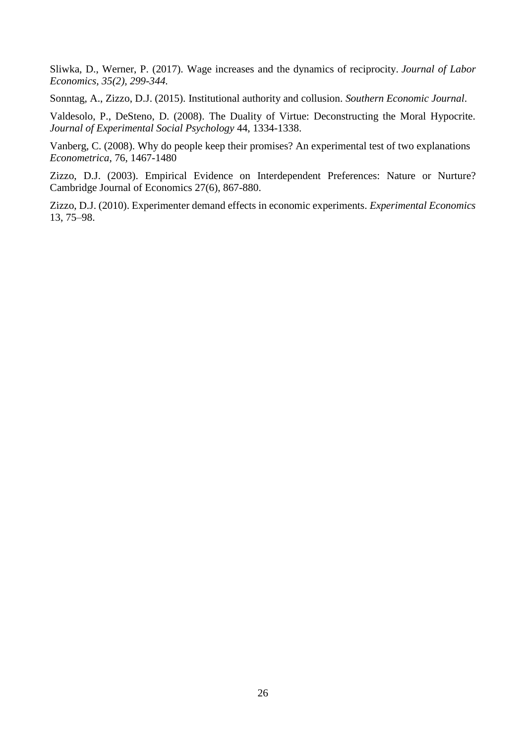Sliwka, D., Werner, P. (2017). Wage increases and the dynamics of reciprocity. *Journal of Labor Economics, 35(2), 299-344.*

Sonntag, A., Zizzo, D.J. (2015). Institutional authority and collusion. *Southern Economic Journal*.

Valdesolo, P., DeSteno, D. (2008). The Duality of Virtue: Deconstructing the Moral Hypocrite. *Journal of Experimental Social Psychology* 44, 1334-1338.

Vanberg, C. (2008). Why do people keep their promises? An experimental test of two explanations *Econometrica*, 76, 1467-1480

Zizzo, D.J. (2003). Empirical Evidence on Interdependent Preferences: Nature or Nurture? Cambridge Journal of Economics 27(6), 867-880.

Zizzo, D.J. (2010). Experimenter demand effects in economic experiments. *Experimental Economics* 13, 75–98.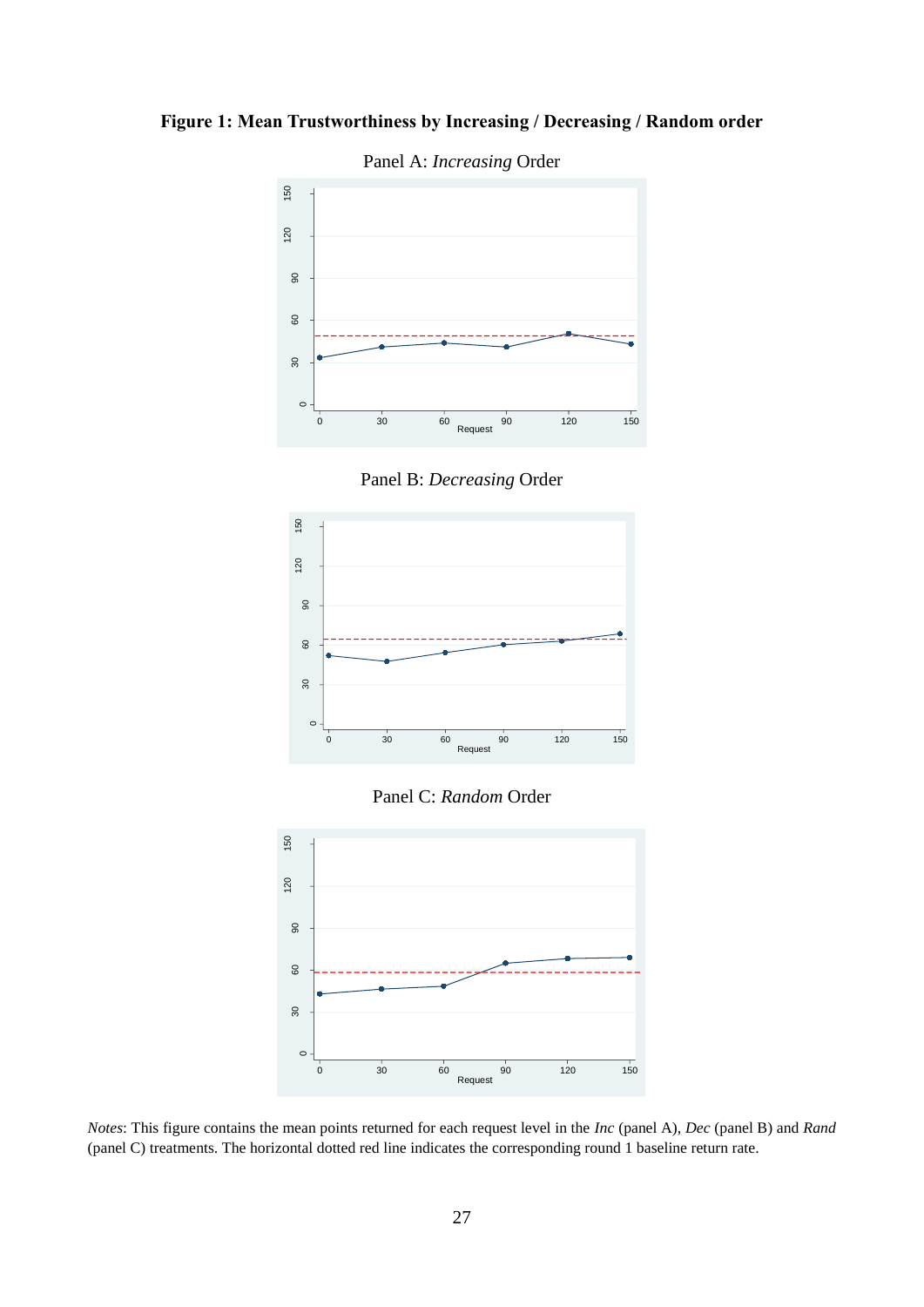**Figure 1: Mean Trustworthiness by Increasing / Decreasing / Random order**

Panel A: *Increasing* Order

Panel B: *Decreasing* Order

Panel C: *Random* Order

*Notes*: This figure contains the mean points returned for each request level in the *Inc* (panel A), *Dec* (panel B) and *Rand* (panel C) treatments. The horizontal dotted red line indicates the corresponding round 1 baseline return rate.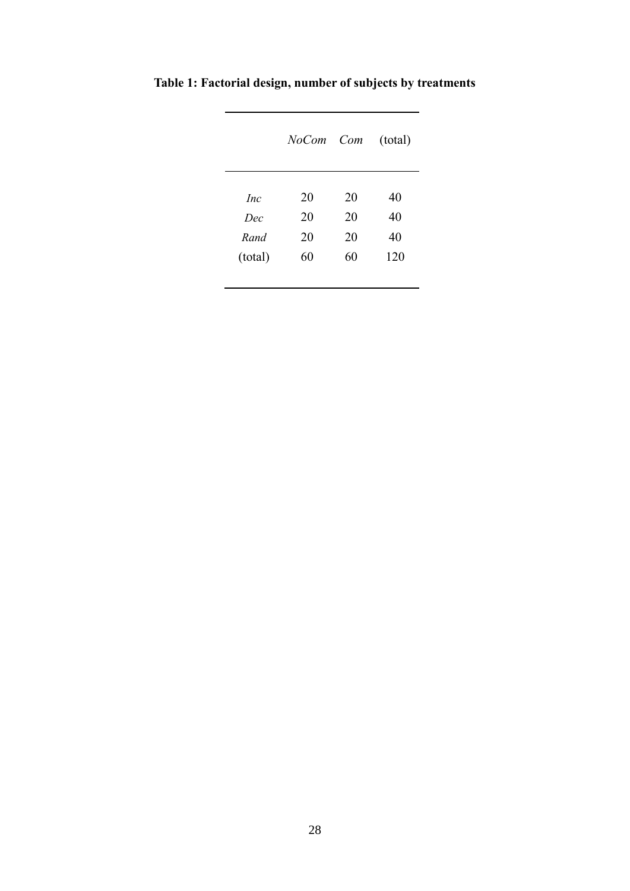**Table 1: Factorial design, number of subjects by treatments**

| | *NoCom* | *Com* | (total) |
|---|---|---|---|
| *Inc* | 20 | 20 | 40 |
| *Dec* | 20 | 20 | 40 |
| *Rand* | 20 | 20 | 40 |
| (total) | 60 | 60 | 120 |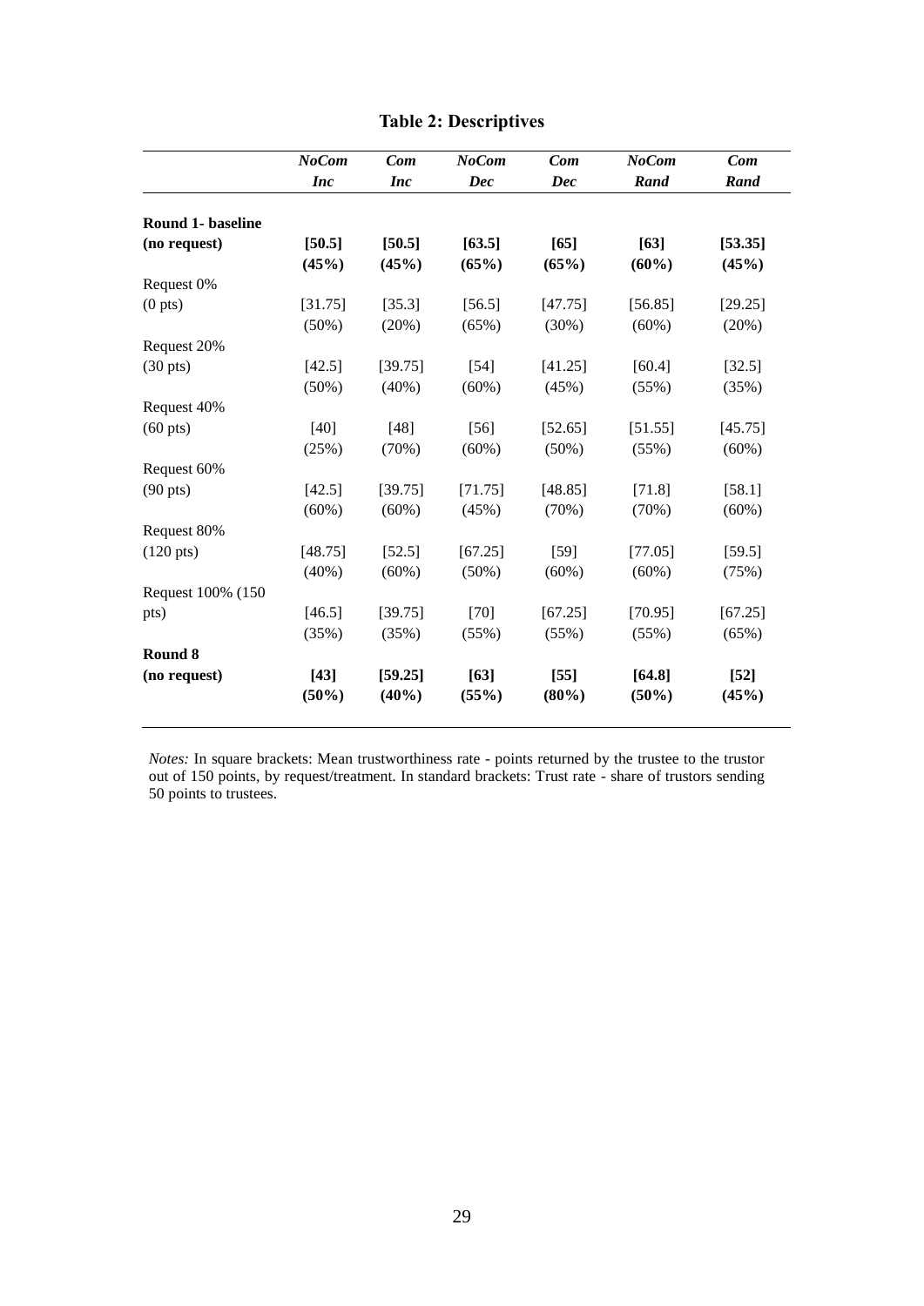**Table 2: Descriptives**

| | ***NoCom Inc*** | ***Com Inc*** | ***NoCom Dec*** | ***Com Dec*** | ***NoCom Rand*** | ***Com Rand*** |
|---|---|---|---|---|---|---|
| **Round 1- baseline (no request)** | **[50.5]** | **[50.5]** | **[63.5]** | **[65]** | **[63]** | **[53.35]** |
| | **(45%)** | **(45%)** | **(65%)** | **(65%)** | **(60%)** | **(45%)** |
| Request 0% (0 pts) | [31.75] | [35.3] | [56.5] | [47.75] | [56.85] | [29.25] |
| | (50%) | (20%) | (65%) | (30%) | (60%) | (20%) |
| Request 20% (30 pts) | [42.5] | [39.75] | [54] | [41.25] | [60.4] | [32.5] |
| | (50%) | (40%) | (60%) | (45%) | (55%) | (35%) |
| Request 40% (60 pts) | [40] | [48] | [56] | [52.65] | [51.55] | [45.75] |
| | (25%) | (70%) | (60%) | (50%) | (55%) | (60%) |
| Request 60% (90 pts) | [42.5] | [39.75] | [71.75] | [48.85] | [71.8] | [58.1] |
| | (60%) | (60%) | (45%) | (70%) | (70%) | (60%) |
| Request 80% (120 pts) | [48.75] | [52.5] | [67.25] | [59] | [77.05] | [59.5] |
| | (40%) | (60%) | (50%) | (60%) | (60%) | (75%) |
| Request 100% (150 pts) | [46.5] | [39.75] | [70] | [67.25] | [70.95] | [67.25] |
| | (35%) | (35%) | (55%) | (55%) | (55%) | (65%) |
| **Round 8 (no request)** | **[43]** | **[59.25]** | **[63]** | **[55]** | **[64.8]** | **[52]** |
| | **(50%)** | **(40%)** | **(55%)** | **(80%)** | **(50%)** | **(45%)** |

*Notes:* In square brackets: Mean trustworthiness rate - points returned by the trustee to the trustor out of 150 points, by request/treatment. In standard brackets: Trust rate - share of trustors sending 50 points to trustees.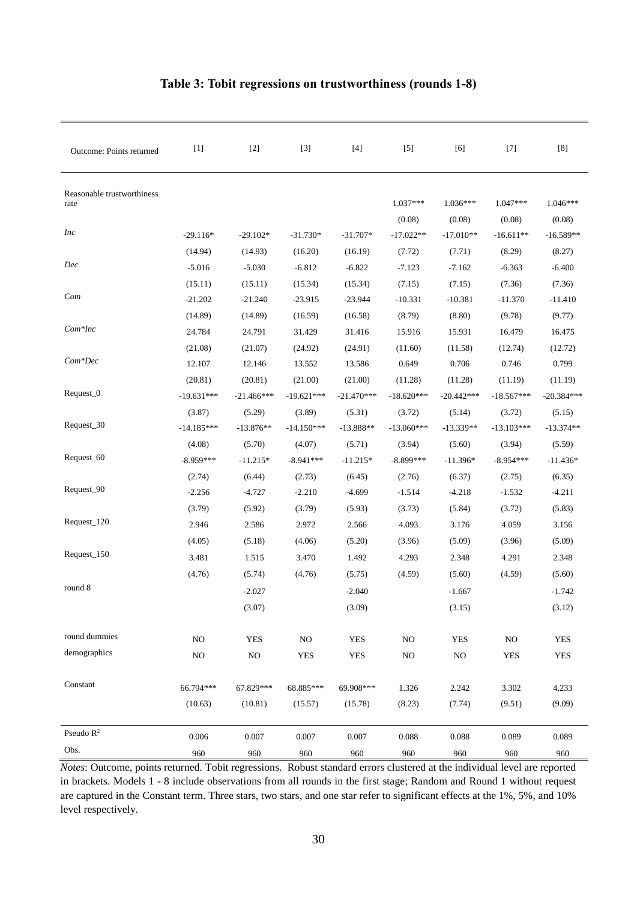# Table 3: Tobit regressions on trustworthiness (rounds 1-8)

| Outcome: Points returned | [1] | [2] | [3] | [4] | [5] | [6] | [7] | [8] |
|---|---|---|---|---|---|---|---|---|
| Reasonable trustworthiness rate | | | | | 1.037*** | 1.036*** | 1.047*** | 1.046*** |
| | | | | | (0.08) | (0.08) | (0.08) | (0.08) |
| *Inc* | -29.116* | -29.102* | -31.730* | -31.707* | -17.022** | -17.010** | -16.611** | -16.589** |
| | (14.94) | (14.93) | (16.20) | (16.19) | (7.72) | (7.71) | (8.29) | (8.27) |
| *Dec* | -5.016 | -5.030 | -6.812 | -6.822 | -7.123 | -7.162 | -6.363 | -6.400 |
| | (15.11) | (15.11) | (15.34) | (15.34) | (7.15) | (7.15) | (7.36) | (7.36) |
| *Com* | -21.202 | -21.240 | -23.915 | -23.944 | -10.331 | -10.381 | -11.370 | -11.410 |
| | (14.89) | (14.89) | (16.59) | (16.58) | (8.79) | (8.80) | (9.78) | (9.77) |
| *Com\*Inc* | 24.784 | 24.791 | 31.429 | 31.416 | 15.916 | 15.931 | 16.479 | 16.475 |
| | (21.08) | (21.07) | (24.92) | (24.91) | (11.60) | (11.58) | (12.74) | (12.72) |
| *Com\*Dec* | 12.107 | 12.146 | 13.552 | 13.586 | 0.649 | 0.706 | 0.746 | 0.799 |
| | (20.81) | (20.81) | (21.00) | (21.00) | (11.28) | (11.28) | (11.19) | (11.19) |
| Request_0 | -19.631*** | -21.466*** | -19.621*** | -21.470*** | -18.620*** | -20.442*** | -18.567*** | -20.384*** |
| | (3.87) | (5.29) | (3.89) | (5.31) | (3.72) | (5.14) | (3.72) | (5.15) |
| Request_30 | -14.185*** | -13.876** | -14.150*** | -13.888** | -13.060*** | -13.339** | -13.103*** | -13.374** |
| | (4.08) | (5.70) | (4.07) | (5.71) | (3.94) | (5.60) | (3.94) | (5.59) |
| Request_60 | -8.959*** | -11.215* | -8.941*** | -11.215* | -8.899*** | -11.396* | -8.954*** | -11.436* |
| | (2.74) | (6.44) | (2.73) | (6.45) | (2.76) | (6.37) | (2.75) | (6.35) |
| Request_90 | -2.256 | -4.727 | -2.210 | -4.699 | -1.514 | -4.218 | -1.532 | -4.211 |
| | (3.79) | (5.92) | (3.79) | (5.93) | (3.73) | (5.84) | (3.72) | (5.83) |
| Request_120 | 2.946 | 2.586 | 2.972 | 2.566 | 4.093 | 3.176 | 4.059 | 3.156 |
| | (4.05) | (5.18) | (4.06) | (5.20) | (3.96) | (5.09) | (3.96) | (5.09) |
| Request_150 | 3.481 | 1.515 | 3.470 | 1.492 | 4.293 | 2.348 | 4.291 | 2.348 |
| | (4.76) | (5.74) | (4.76) | (5.75) | (4.59) | (5.60) | (4.59) | (5.60) |
| round 8 | | -2.027 | | -2.040 | | -1.667 | | -1.742 |
| | | (3.07) | | (3.09) | | (3.15) | | (3.12) |
| round dummies | NO | YES | NO | YES | NO | YES | NO | YES |
| demographics | NO | NO | YES | YES | NO | NO | YES | YES |
| Constant | 66.794*** | 67.829*** | 68.885*** | 69.908*** | 1.326 | 2.242 | 3.302 | 4.233 |
| | (10.63) | (10.81) | (15.57) | (15.78) | (8.23) | (7.74) | (9.51) | (9.09) |
| Pseudo $R^2$ | 0.006 | 0.007 | 0.007 | 0.007 | 0.088 | 0.088 | 0.089 | 0.089 |
| Obs. | 960 | 960 | 960 | 960 | 960 | 960 | 960 | 960 |

*Notes*: Outcome, points returned. Tobit regressions. Robust standard errors clustered at the individual level are reported in brackets. Models 1 - 8 include observations from all rounds in the first stage; Random and Round 1 without request are captured in the Constant term. Three stars, two stars, and one star refer to significant effects at the 1%, 5%, and 10% level respectively.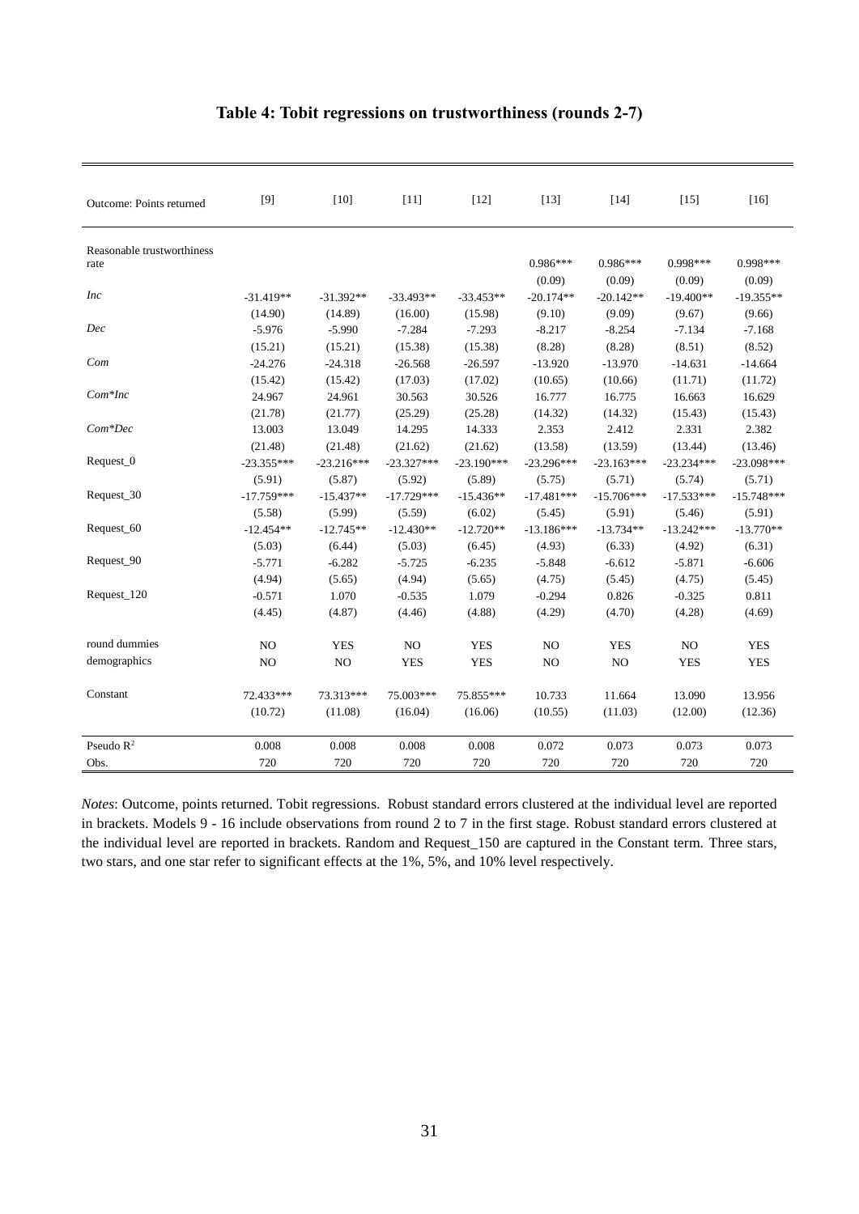## Table 4: Tobit regressions on trustworthiness (rounds 2-7)

| Outcome: Points returned | [9] | [10] | [11] | [12] | [13] | [14] | [15] | [16] |
|---|---|---|---|---|---|---|---|---|
| Reasonable trustworthiness rate | | | | | 0.986*** | 0.986*** | 0.998*** | 0.998*** |
| | | | | | (0.09) | (0.09) | (0.09) | (0.09) |
| *Inc* | -31.419** | -31.392** | -33.493** | -33.453** | -20.174** | -20.142** | -19.400** | -19.355** |
| | (14.90) | (14.89) | (16.00) | (15.98) | (9.10) | (9.09) | (9.67) | (9.66) |
| *Dec* | -5.976 | -5.990 | -7.284 | -7.293 | -8.217 | -8.254 | -7.134 | -7.168 |
| | (15.21) | (15.21) | (15.38) | (15.38) | (8.28) | (8.28) | (8.51) | (8.52) |
| *Com* | -24.276 | -24.318 | -26.568 | -26.597 | -13.920 | -13.970 | -14.631 | -14.664 |
| | (15.42) | (15.42) | (17.03) | (17.02) | (10.65) | (10.66) | (11.71) | (11.72) |
| *Com*Inc* | 24.967 | 24.961 | 30.563 | 30.526 | 16.777 | 16.775 | 16.663 | 16.629 |
| | (21.78) | (21.77) | (25.29) | (25.28) | (14.32) | (14.32) | (15.43) | (15.43) |
| *Com*Dec* | 13.003 | 13.049 | 14.295 | 14.333 | 2.353 | 2.412 | 2.331 | 2.382 |
| | (21.48) | (21.48) | (21.62) | (21.62) | (13.58) | (13.59) | (13.44) | (13.46) |
| Request_0 | -23.355*** | -23.216*** | -23.327*** | -23.190*** | -23.296*** | -23.163*** | -23.234*** | -23.098*** |
| | (5.91) | (5.87) | (5.92) | (5.89) | (5.75) | (5.71) | (5.74) | (5.71) |
| Request_30 | -17.759*** | -15.437** | -17.729*** | -15.436** | -17.481*** | -15.706*** | -17.533*** | -15.748*** |
| | (5.58) | (5.99) | (5.59) | (6.02) | (5.45) | (5.91) | (5.46) | (5.91) |
| Request_60 | -12.454** | -12.745** | -12.430** | -12.720** | -13.186*** | -13.734** | -13.242*** | -13.770** |
| | (5.03) | (6.44) | (5.03) | (6.45) | (4.93) | (6.33) | (4.92) | (6.31) |
| Request_90 | -5.771 | -6.282 | -5.725 | -6.235 | -5.848 | -6.612 | -5.871 | -6.606 |
| | (4.94) | (5.65) | (4.94) | (5.65) | (4.75) | (5.45) | (4.75) | (5.45) |
| Request_120 | -0.571 | 1.070 | -0.535 | 1.079 | -0.294 | 0.826 | -0.325 | 0.811 |
| | (4.45) | (4.87) | (4.46) | (4.88) | (4.29) | (4.70) | (4.28) | (4.69) |
| round dummies | NO | YES | NO | YES | NO | YES | NO | YES |
| demographics | NO | NO | YES | YES | NO | NO | YES | YES |
| Constant | 72.433*** | 73.313*** | 75.003*** | 75.855*** | 10.733 | 11.664 | 13.090 | 13.956 |
| | (10.72) | (11.08) | (16.04) | (16.06) | (10.55) | (11.03) | (12.00) | (12.36) |
| Pseudo $R^2$ | 0.008 | 0.008 | 0.008 | 0.008 | 0.072 | 0.073 | 0.073 | 0.073 |
| Obs. | 720 | 720 | 720 | 720 | 720 | 720 | 720 | 720 |

*Notes*: Outcome, points returned. Tobit regressions. Robust standard errors clustered at the individual level are reported in brackets. Models 9 - 16 include observations from round 2 to 7 in the first stage. Robust standard errors clustered at the individual level are reported in brackets. Random and Request_150 are captured in the Constant term. Three stars, two stars, and one star refer to significant effects at the 1%, 5%, and 10% level respectively.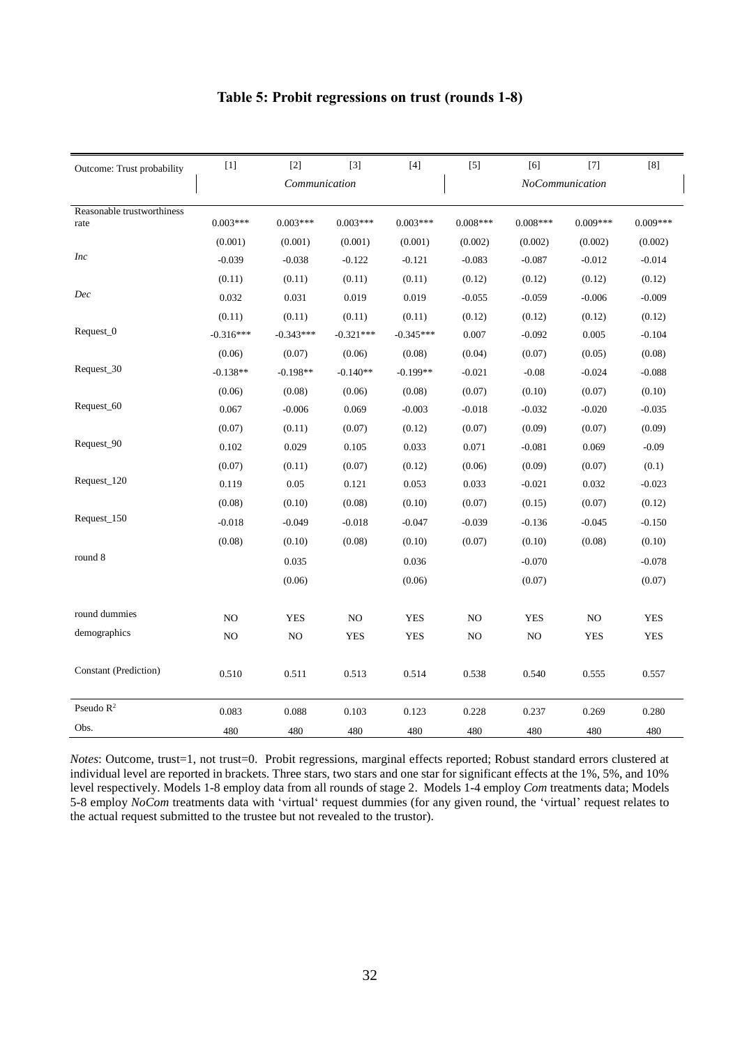# Table 5: Probit regressions on trust (rounds 1-8)

| Outcome: Trust probability | [1] | [2] | [3] | [4] | [5] | [6] | [7] | [8] |
|---|---|---|---|---|---|---|---|---|
| | *Communication* | | | | *NoCommunication* | | | |
| Reasonable trustworthiness rate | 0.003*** | 0.003*** | 0.003*** | 0.003*** | 0.008*** | 0.008*** | 0.009*** | 0.009*** |
| | (0.001) | (0.001) | (0.001) | (0.001) | (0.002) | (0.002) | (0.002) | (0.002) |
| *Inc* | -0.039 | -0.038 | -0.122 | -0.121 | -0.083 | -0.087 | -0.012 | -0.014 |
| | (0.11) | (0.11) | (0.11) | (0.11) | (0.12) | (0.12) | (0.12) | (0.12) |
| *Dec* | 0.032 | 0.031 | 0.019 | 0.019 | -0.055 | -0.059 | -0.006 | -0.009 |
| | (0.11) | (0.11) | (0.11) | (0.11) | (0.12) | (0.12) | (0.12) | (0.12) |
| Request_0 | -0.316*** | -0.343*** | -0.321*** | -0.345*** | 0.007 | -0.092 | 0.005 | -0.104 |
| | (0.06) | (0.07) | (0.06) | (0.08) | (0.04) | (0.07) | (0.05) | (0.08) |
| Request_30 | -0.138** | -0.198** | -0.140** | -0.199** | -0.021 | -0.08 | -0.024 | -0.088 |
| | (0.06) | (0.08) | (0.06) | (0.08) | (0.07) | (0.10) | (0.07) | (0.10) |
| Request_60 | 0.067 | -0.006 | 0.069 | -0.003 | -0.018 | -0.032 | -0.020 | -0.035 |
| | (0.07) | (0.11) | (0.07) | (0.12) | (0.07) | (0.09) | (0.07) | (0.09) |
| Request_90 | 0.102 | 0.029 | 0.105 | 0.033 | 0.071 | -0.081 | 0.069 | -0.09 |
| | (0.07) | (0.11) | (0.07) | (0.12) | (0.06) | (0.09) | (0.07) | (0.1) |
| Request_120 | 0.119 | 0.05 | 0.121 | 0.053 | 0.033 | -0.021 | 0.032 | -0.023 |
| | (0.08) | (0.10) | (0.08) | (0.10) | (0.07) | (0.15) | (0.07) | (0.12) |
| Request_150 | -0.018 | -0.049 | -0.018 | -0.047 | -0.039 | -0.136 | -0.045 | -0.150 |
| | (0.08) | (0.10) | (0.08) | (0.10) | (0.07) | (0.10) | (0.08) | (0.10) |
| round 8 | | 0.035 | | 0.036 | | -0.070 | | -0.078 |
| | | (0.06) | | (0.06) | | (0.07) | | (0.07) |
| round dummies | NO | YES | NO | YES | NO | YES | NO | YES |
| demographics | NO | NO | YES | YES | NO | NO | YES | YES |
| Constant (Prediction) | 0.510 | 0.511 | 0.513 | 0.514 | 0.538 | 0.540 | 0.555 | 0.557 |
| Pseudo $R^2$ | 0.083 | 0.088 | 0.103 | 0.123 | 0.228 | 0.237 | 0.269 | 0.280 |
| Obs. | 480 | 480 | 480 | 480 | 480 | 480 | 480 | 480 |

*Notes*: Outcome, trust=1, not trust=0. Probit regressions, marginal effects reported; Robust standard errors clustered at individual level are reported in brackets. Three stars, two stars and one star for significant effects at the 1%, 5%, and 10% level respectively. Models 1-8 employ data from all rounds of stage 2. Models 1-4 employ *Com* treatments data; Models 5-8 employ *NoCom* treatments data with 'virtual' request dummies (for any given round, the 'virtual' request relates to the actual request submitted to the trustee but not revealed to the trustor).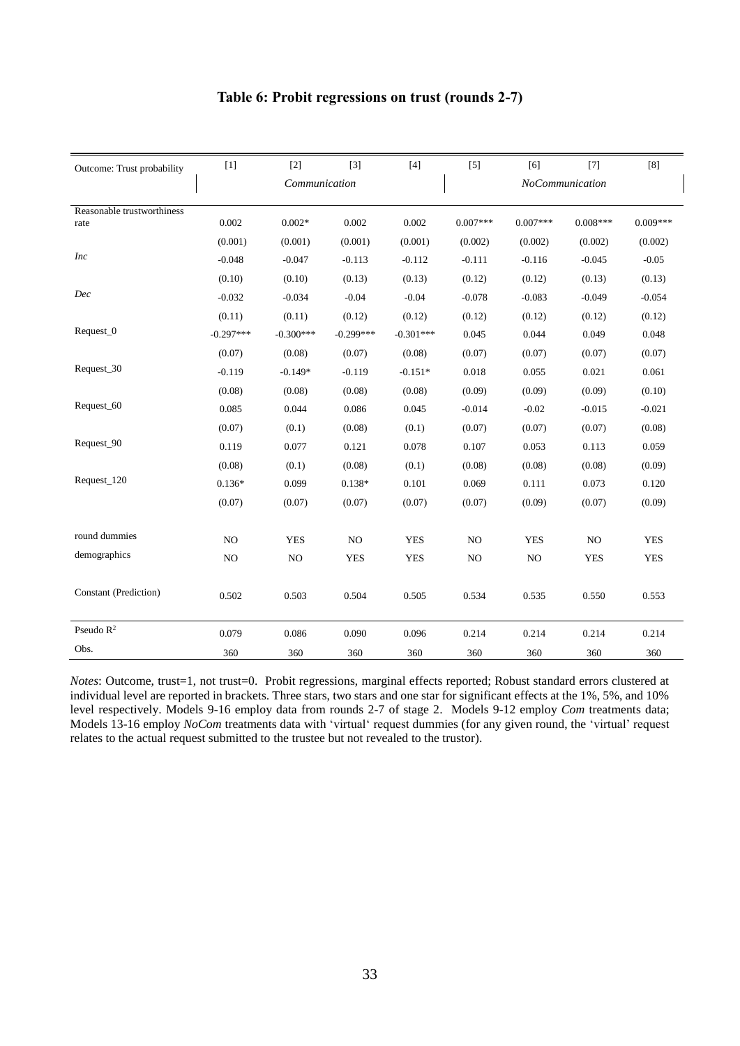# Table 6: Probit regressions on trust (rounds 2-7)

| Outcome: Trust probability | [1] | [2] | [3] | [4] | [5] | [6] | [7] | [8] |
|---|---|---|---|---|---|---|---|---|
| | *Communication* | | | | *NoCommunication* | | | |
| Reasonable trustworthiness rate | 0.002 | 0.002* | 0.002 | 0.002 | 0.007*** | 0.007*** | 0.008*** | 0.009*** |
| | (0.001) | (0.001) | (0.001) | (0.001) | (0.002) | (0.002) | (0.002) | (0.002) |
| *Inc* | -0.048 | -0.047 | -0.113 | -0.112 | -0.111 | -0.116 | -0.045 | -0.05 |
| | (0.10) | (0.10) | (0.13) | (0.13) | (0.12) | (0.12) | (0.13) | (0.13) |
| *Dec* | -0.032 | -0.034 | -0.04 | -0.04 | -0.078 | -0.083 | -0.049 | -0.054 |
| | (0.11) | (0.11) | (0.12) | (0.12) | (0.12) | (0.12) | (0.12) | (0.12) |
| Request_0 | -0.297*** | -0.300*** | -0.299*** | -0.301*** | 0.045 | 0.044 | 0.049 | 0.048 |
| | (0.07) | (0.08) | (0.07) | (0.08) | (0.07) | (0.07) | (0.07) | (0.07) |
| Request_30 | -0.119 | -0.149* | -0.119 | -0.151* | 0.018 | 0.055 | 0.021 | 0.061 |
| | (0.08) | (0.08) | (0.08) | (0.08) | (0.09) | (0.09) | (0.09) | (0.10) |
| Request_60 | 0.085 | 0.044 | 0.086 | 0.045 | -0.014 | -0.02 | -0.015 | -0.021 |
| | (0.07) | (0.1) | (0.08) | (0.1) | (0.07) | (0.07) | (0.07) | (0.08) |
| Request_90 | 0.119 | 0.077 | 0.121 | 0.078 | 0.107 | 0.053 | 0.113 | 0.059 |
| | (0.08) | (0.1) | (0.08) | (0.1) | (0.08) | (0.08) | (0.08) | (0.09) |
| Request_120 | 0.136* | 0.099 | 0.138* | 0.101 | 0.069 | 0.111 | 0.073 | 0.120 |
| | (0.07) | (0.07) | (0.07) | (0.07) | (0.07) | (0.09) | (0.07) | (0.09) |
| round dummies | NO | YES | NO | YES | NO | YES | NO | YES |
| demographics | NO | NO | YES | YES | NO | NO | YES | YES |
| Constant (Prediction) | 0.502 | 0.503 | 0.504 | 0.505 | 0.534 | 0.535 | 0.550 | 0.553 |
| Pseudo $R^2$ | 0.079 | 0.086 | 0.090 | 0.096 | 0.214 | 0.214 | 0.214 | 0.214 |
| Obs. | 360 | 360 | 360 | 360 | 360 | 360 | 360 | 360 |

*Notes*: Outcome, trust=1, not trust=0. Probit regressions, marginal effects reported; Robust standard errors clustered at individual level are reported in brackets. Three stars, two stars and one star for significant effects at the 1%, 5%, and 10% level respectively. Models 9-16 employ data from rounds 2-7 of stage 2. Models 9-12 employ *Com* treatments data; Models 13-16 employ *NoCom* treatments data with 'virtual' request dummies (for any given round, the 'virtual' request relates to the actual request submitted to the trustee but not revealed to the trustor).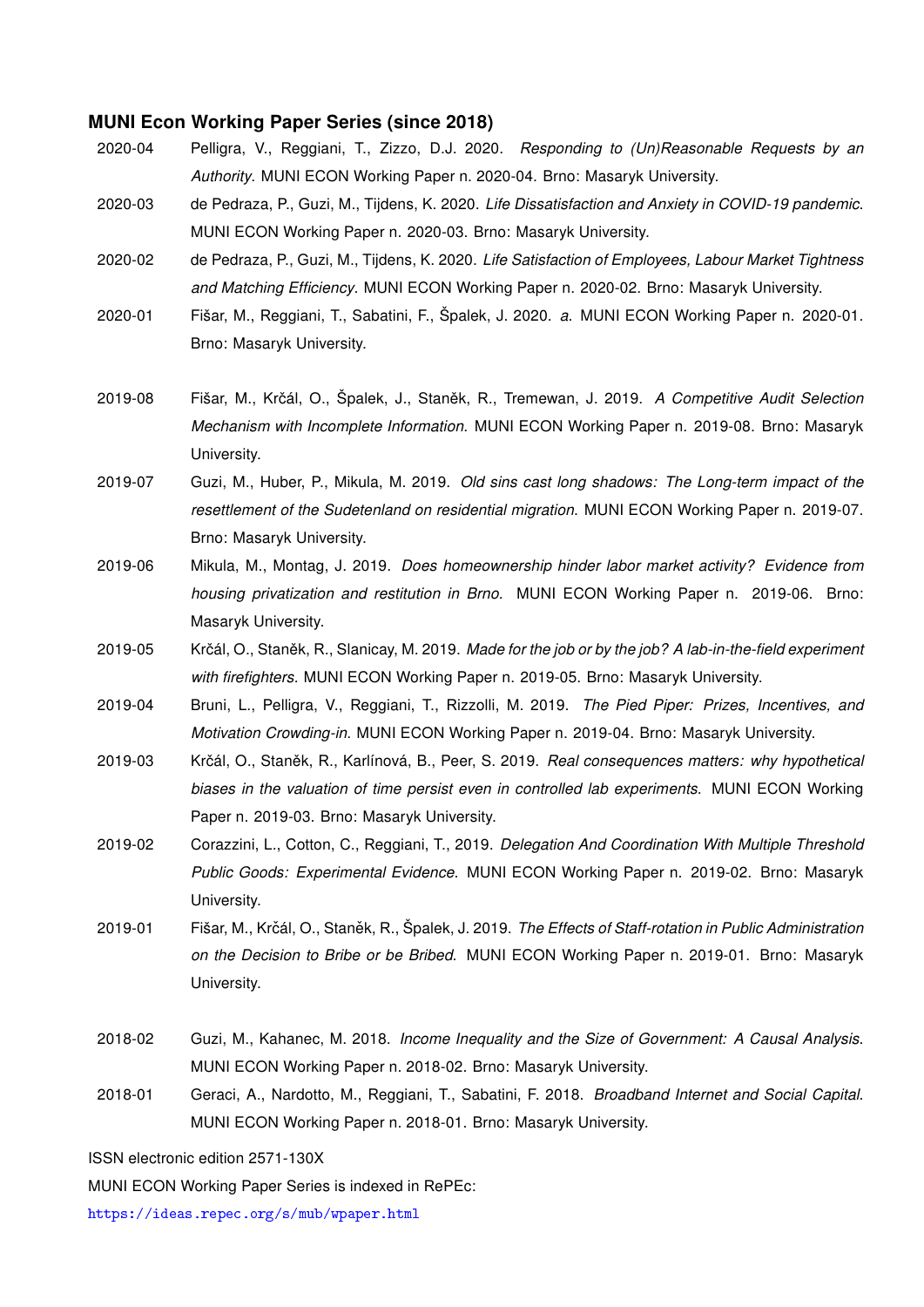## MUNI Econ Working Paper Series (since 2018)

| | |
|---|---|
| 2020-04 | Pelligra, V., Reggiani, T., Zizzo, D.J. 2020. *Responding to (Un)Reasonable Requests by an Authority*. MUNI ECON Working Paper n. 2020-04. Brno: Masaryk University. |
| 2020-03 | de Pedraza, P., Guzi, M., Tijdens, K. 2020. *Life Dissatisfaction and Anxiety in COVID-19 pandemic*. MUNI ECON Working Paper n. 2020-03. Brno: Masaryk University. |
| 2020-02 | de Pedraza, P., Guzi, M., Tijdens, K. 2020. *Life Satisfaction of Employees, Labour Market Tightness and Matching Efficiency*. MUNI ECON Working Paper n. 2020-02. Brno: Masaryk University. |
| 2020-01 | Fišar, M., Reggiani, T., Sabatini, F., Špalek, J. 2020. *a*. MUNI ECON Working Paper n. 2020-01. Brno: Masaryk University. |
| 2019-08 | Fišar, M., Krčál, O., Špalek, J., Staněk, R., Tremewan, J. 2019. *A Competitive Audit Selection Mechanism with Incomplete Information*. MUNI ECON Working Paper n. 2019-08. Brno: Masaryk University. |
| 2019-07 | Guzi, M., Huber, P., Mikula, M. 2019. *Old sins cast long shadows: The Long-term impact of the resettlement of the Sudetenland on residential migration*. MUNI ECON Working Paper n. 2019-07. Brno: Masaryk University. |
| 2019-06 | Mikula, M., Montag, J. 2019. *Does homeownership hinder labor market activity? Evidence from housing privatization and restitution in Brno*. MUNI ECON Working Paper n. 2019-06. Brno: Masaryk University. |
| 2019-05 | Krčál, O., Staněk, R., Slanicay, M. 2019. *Made for the job or by the job? A lab-in-the-field experiment with firefighters*. MUNI ECON Working Paper n. 2019-05. Brno: Masaryk University. |
| 2019-04 | Bruni, L., Pelligra, V., Reggiani, T., Rizzolli, M. 2019. *The Pied Piper: Prizes, Incentives, and Motivation Crowding-in*. MUNI ECON Working Paper n. 2019-04. Brno: Masaryk University. |
| 2019-03 | Krčál, O., Staněk, R., Karlínová, B., Peer, S. 2019. *Real consequences matters: why hypothetical biases in the valuation of time persist even in controlled lab experiments*. MUNI ECON Working Paper n. 2019-03. Brno: Masaryk University. |
| 2019-02 | Corazzini, L., Cotton, C., Reggiani, T., 2019. *Delegation And Coordination With Multiple Threshold Public Goods: Experimental Evidence*. MUNI ECON Working Paper n. 2019-02. Brno: Masaryk University. |
| 2019-01 | Fišar, M., Krčál, O., Staněk, R., Špalek, J. 2019. *The Effects of Staff-rotation in Public Administration on the Decision to Bribe or be Bribed*. MUNI ECON Working Paper n. 2019-01. Brno: Masaryk University. |
| 2018-02 | Guzi, M., Kahanec, M. 2018. *Income Inequality and the Size of Government: A Causal Analysis*. MUNI ECON Working Paper n. 2018-02. Brno: Masaryk University. |
| 2018-01 | Geraci, A., Nardotto, M., Reggiani, T., Sabatini, F. 2018. *Broadband Internet and Social Capital*. MUNI ECON Working Paper n. 2018-01. Brno: Masaryk University. |

ISSN electronic edition 2571-130X

MUNI ECON Working Paper Series is indexed in RePEc:

https://ideas.repec.org/s/mub/wpaper.html